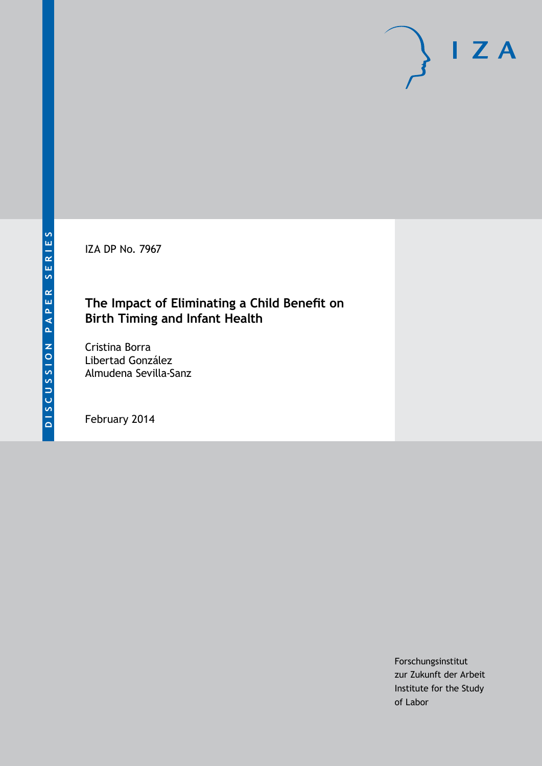DISCUSSION PAPER SERIES

IZA

IZA DP No. 7967

# The Impact of Eliminating a Child Benefit on Birth Timing and Infant Health

Cristina Borra
Libertad González
Almudena Sevilla-Sanz

February 2014

Forschungsinstitut
zur Zukunft der Arbeit
Institute for the Study
of Labor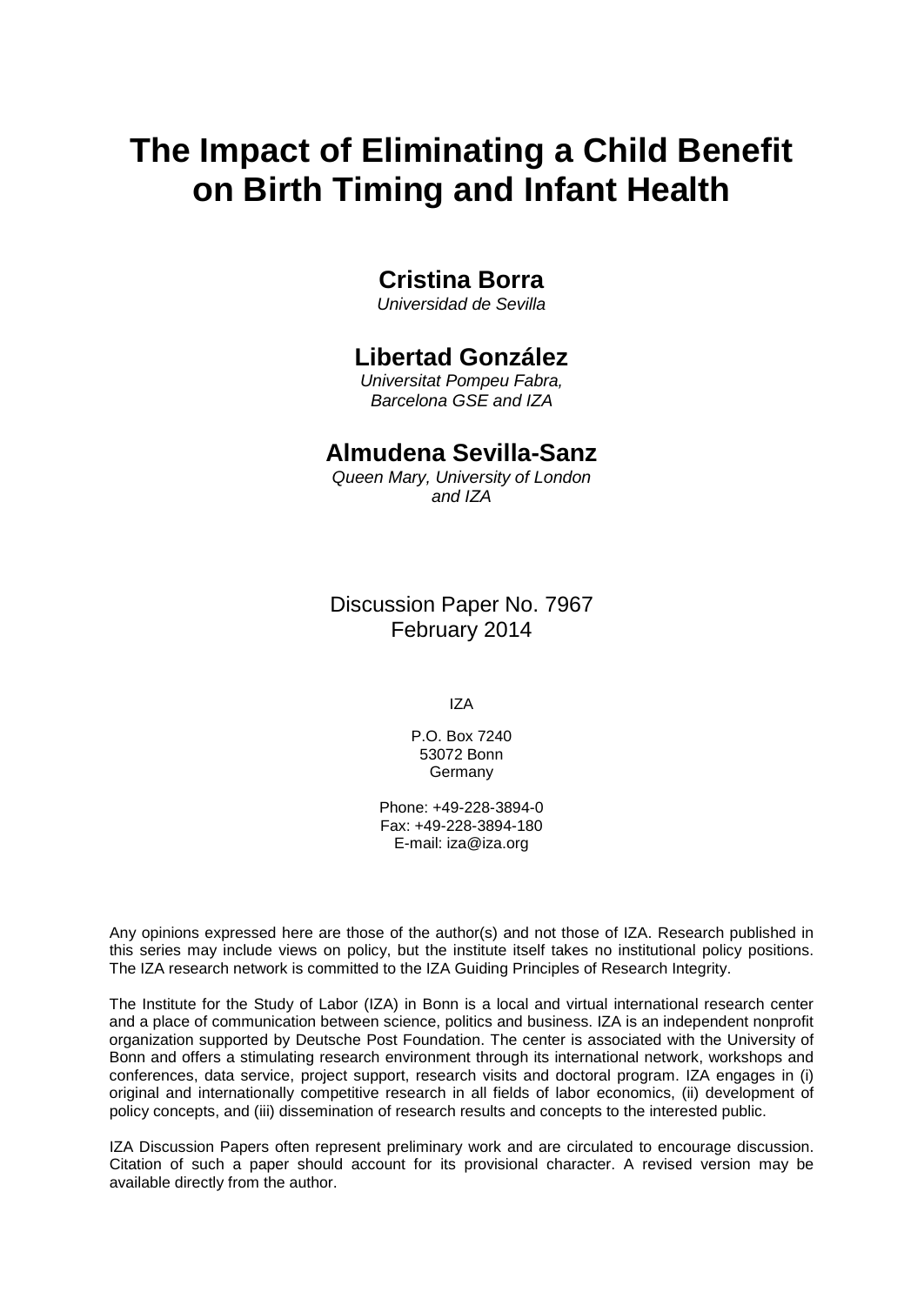# The Impact of Eliminating a Child Benefit on Birth Timing and Infant Health

**Cristina Borra**
*Universidad de Sevilla*

**Libertad González**
*Universitat Pompeu Fabra, Barcelona GSE and IZA*

**Almudena Sevilla-Sanz**
*Queen Mary, University of London and IZA*

Discussion Paper No. 7967
February 2014

IZA

P.O. Box 7240
53072 Bonn
Germany

Phone: +49-228-3894-0
Fax: +49-228-3894-180
E-mail: iza@iza.org

Any opinions expressed here are those of the author(s) and not those of IZA. Research published in this series may include views on policy, but the institute itself takes no institutional policy positions. The IZA research network is committed to the IZA Guiding Principles of Research Integrity.

The Institute for the Study of Labor (IZA) in Bonn is a local and virtual international research center and a place of communication between science, politics and business. IZA is an independent nonprofit organization supported by Deutsche Post Foundation. The center is associated with the University of Bonn and offers a stimulating research environment through its international network, workshops and conferences, data service, project support, research visits and doctoral program. IZA engages in (i) original and internationally competitive research in all fields of labor economics, (ii) development of policy concepts, and (iii) dissemination of research results and concepts to the interested public.

IZA Discussion Papers often represent preliminary work and are circulated to encourage discussion. Citation of such a paper should account for its provisional character. A revised version may be available directly from the author.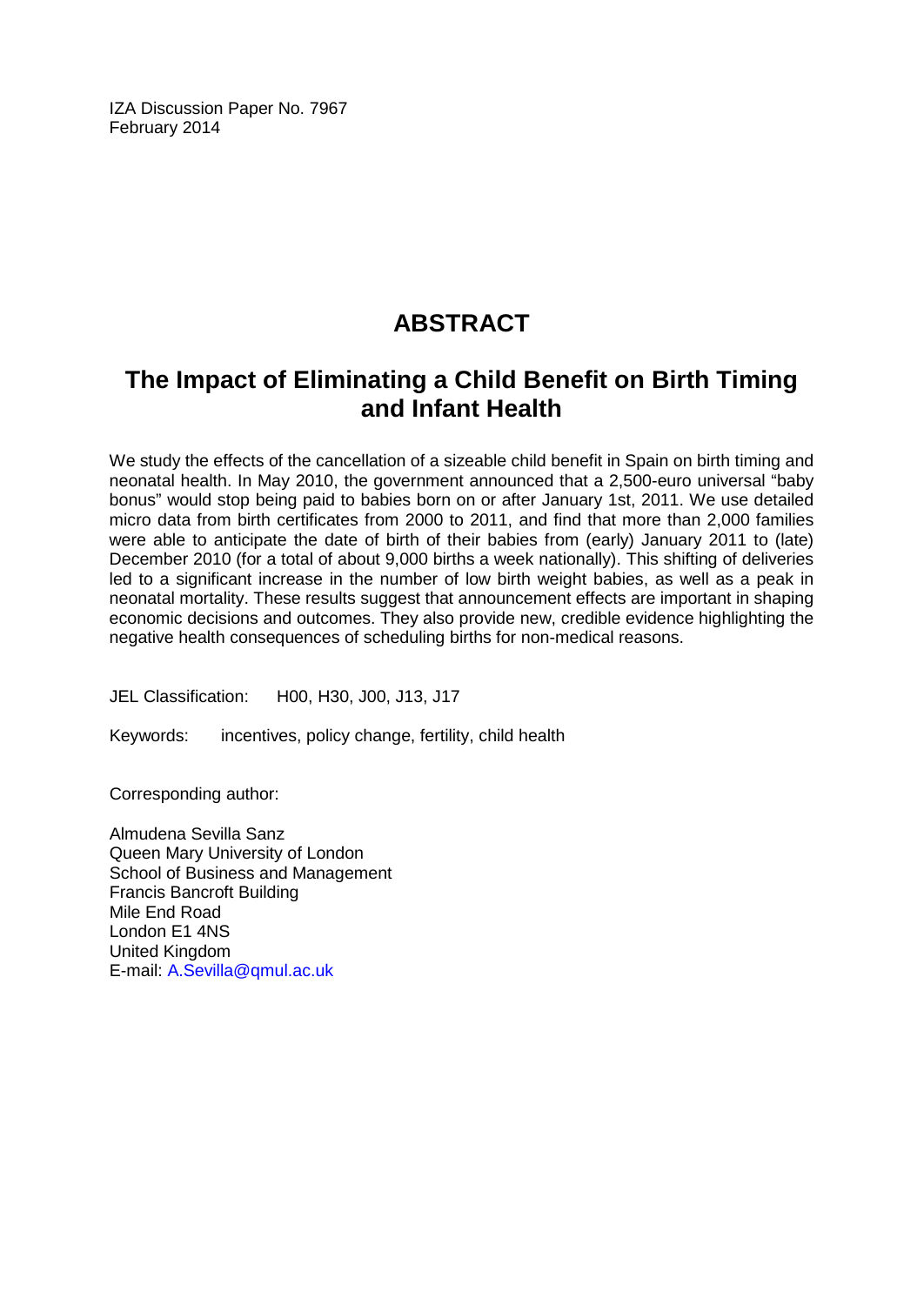IZA Discussion Paper No. 7967
February 2014

# ABSTRACT

## The Impact of Eliminating a Child Benefit on Birth Timing and Infant Health

We study the effects of the cancellation of a sizeable child benefit in Spain on birth timing and neonatal health. In May 2010, the government announced that a 2,500-euro universal "baby bonus" would stop being paid to babies born on or after January 1st, 2011. We use detailed micro data from birth certificates from 2000 to 2011, and find that more than 2,000 families were able to anticipate the date of birth of their babies from (early) January 2011 to (late) December 2010 (for a total of about 9,000 births a week nationally). This shifting of deliveries led to a significant increase in the number of low birth weight babies, as well as a peak in neonatal mortality. These results suggest that announcement effects are important in shaping economic decisions and outcomes. They also provide new, credible evidence highlighting the negative health consequences of scheduling births for non-medical reasons.

JEL Classification: H00, H30, J00, J13, J17

Keywords: incentives, policy change, fertility, child health

Corresponding author:

Almudena Sevilla Sanz
Queen Mary University of London
School of Business and Management
Francis Bancroft Building
Mile End Road
London E1 4NS
United Kingdom
E-mail: A.Sevilla@qmul.ac.uk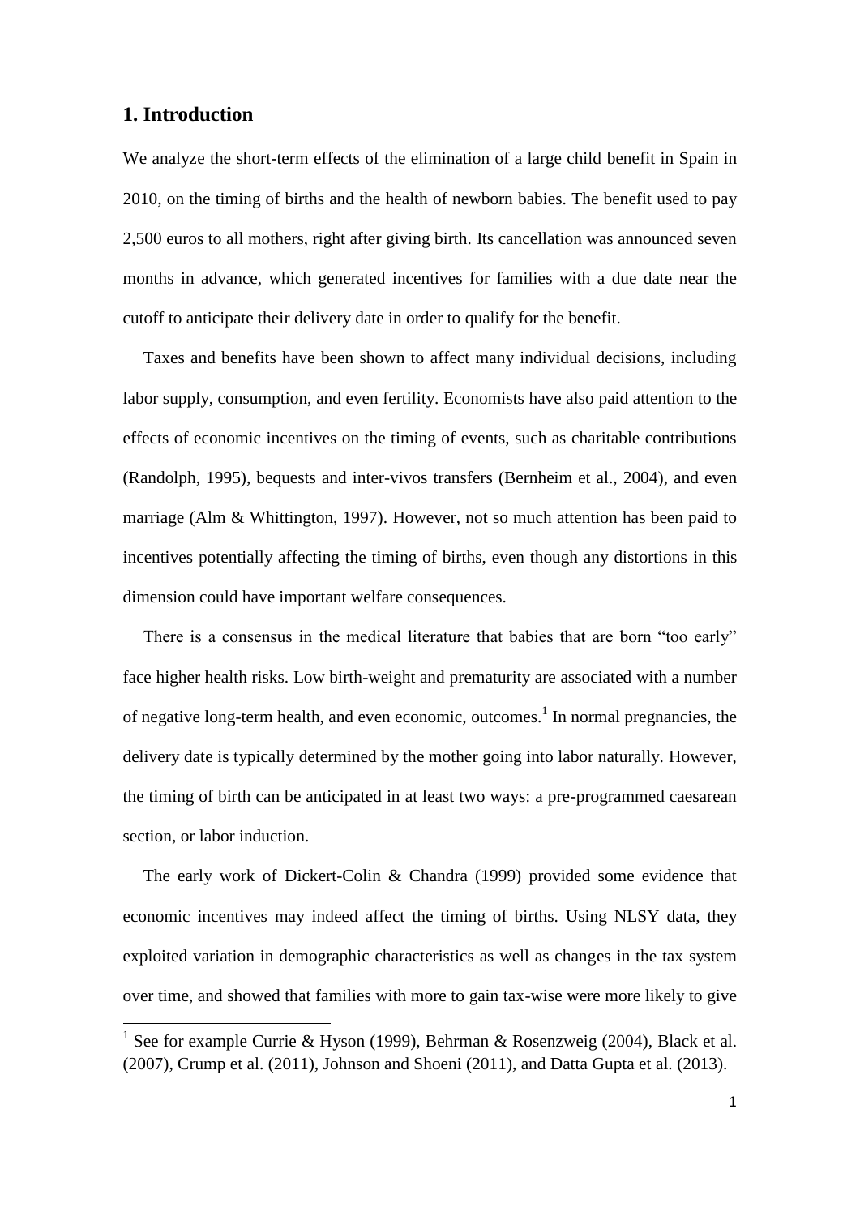## 1. Introduction

We analyze the short-term effects of the elimination of a large child benefit in Spain in 2010, on the timing of births and the health of newborn babies. The benefit used to pay 2,500 euros to all mothers, right after giving birth. Its cancellation was announced seven months in advance, which generated incentives for families with a due date near the cutoff to anticipate their delivery date in order to qualify for the benefit.

Taxes and benefits have been shown to affect many individual decisions, including labor supply, consumption, and even fertility. Economists have also paid attention to the effects of economic incentives on the timing of events, such as charitable contributions (Randolph, 1995), bequests and inter-vivos transfers (Bernheim et al., 2004), and even marriage (Alm & Whittington, 1997). However, not so much attention has been paid to incentives potentially affecting the timing of births, even though any distortions in this dimension could have important welfare consequences.

There is a consensus in the medical literature that babies that are born "too early" face higher health risks. Low birth-weight and prematurity are associated with a number of negative long-term health, and even economic, outcomes.[1] In normal pregnancies, the delivery date is typically determined by the mother going into labor naturally. However, the timing of birth can be anticipated in at least two ways: a pre-programmed caesarean section, or labor induction.

The early work of Dickert-Colin & Chandra (1999) provided some evidence that economic incentives may indeed affect the timing of births. Using NLSY data, they exploited variation in demographic characteristics as well as changes in the tax system over time, and showed that families with more to gain tax-wise were more likely to give

[1] See for example Currie & Hyson (1999), Behrman & Rosenzweig (2004), Black et al. (2007), Crump et al. (2011), Johnson and Shoeni (2011), and Datta Gupta et al. (2013).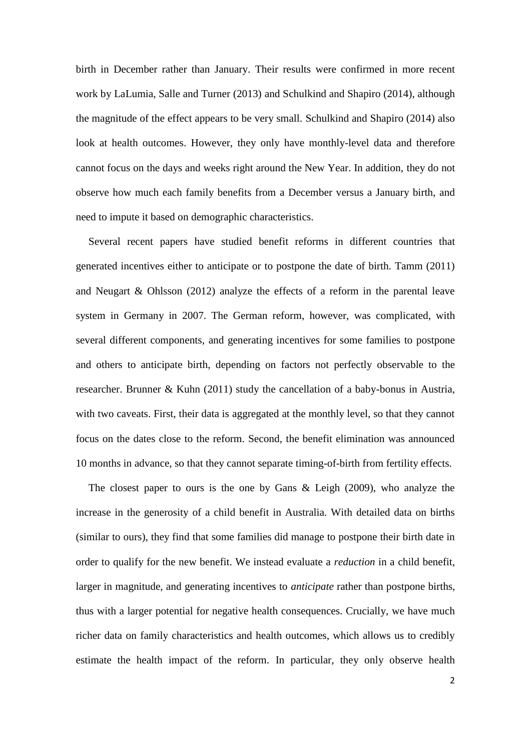birth in December rather than January. Their results were confirmed in more recent work by LaLumia, Salle and Turner (2013) and Schulkind and Shapiro (2014), although the magnitude of the effect appears to be very small. Schulkind and Shapiro (2014) also look at health outcomes. However, they only have monthly-level data and therefore cannot focus on the days and weeks right around the New Year. In addition, they do not observe how much each family benefits from a December versus a January birth, and need to impute it based on demographic characteristics.

Several recent papers have studied benefit reforms in different countries that generated incentives either to anticipate or to postpone the date of birth. Tamm (2011) and Neugart & Ohlsson (2012) analyze the effects of a reform in the parental leave system in Germany in 2007. The German reform, however, was complicated, with several different components, and generating incentives for some families to postpone and others to anticipate birth, depending on factors not perfectly observable to the researcher. Brunner & Kuhn (2011) study the cancellation of a baby-bonus in Austria, with two caveats. First, their data is aggregated at the monthly level, so that they cannot focus on the dates close to the reform. Second, the benefit elimination was announced 10 months in advance, so that they cannot separate timing-of-birth from fertility effects.

The closest paper to ours is the one by Gans & Leigh (2009), who analyze the increase in the generosity of a child benefit in Australia. With detailed data on births (similar to ours), they find that some families did manage to postpone their birth date in order to qualify for the new benefit. We instead evaluate a *reduction* in a child benefit, larger in magnitude, and generating incentives to *anticipate* rather than postpone births, thus with a larger potential for negative health consequences. Crucially, we have much richer data on family characteristics and health outcomes, which allows us to credibly estimate the health impact of the reform. In particular, they only observe health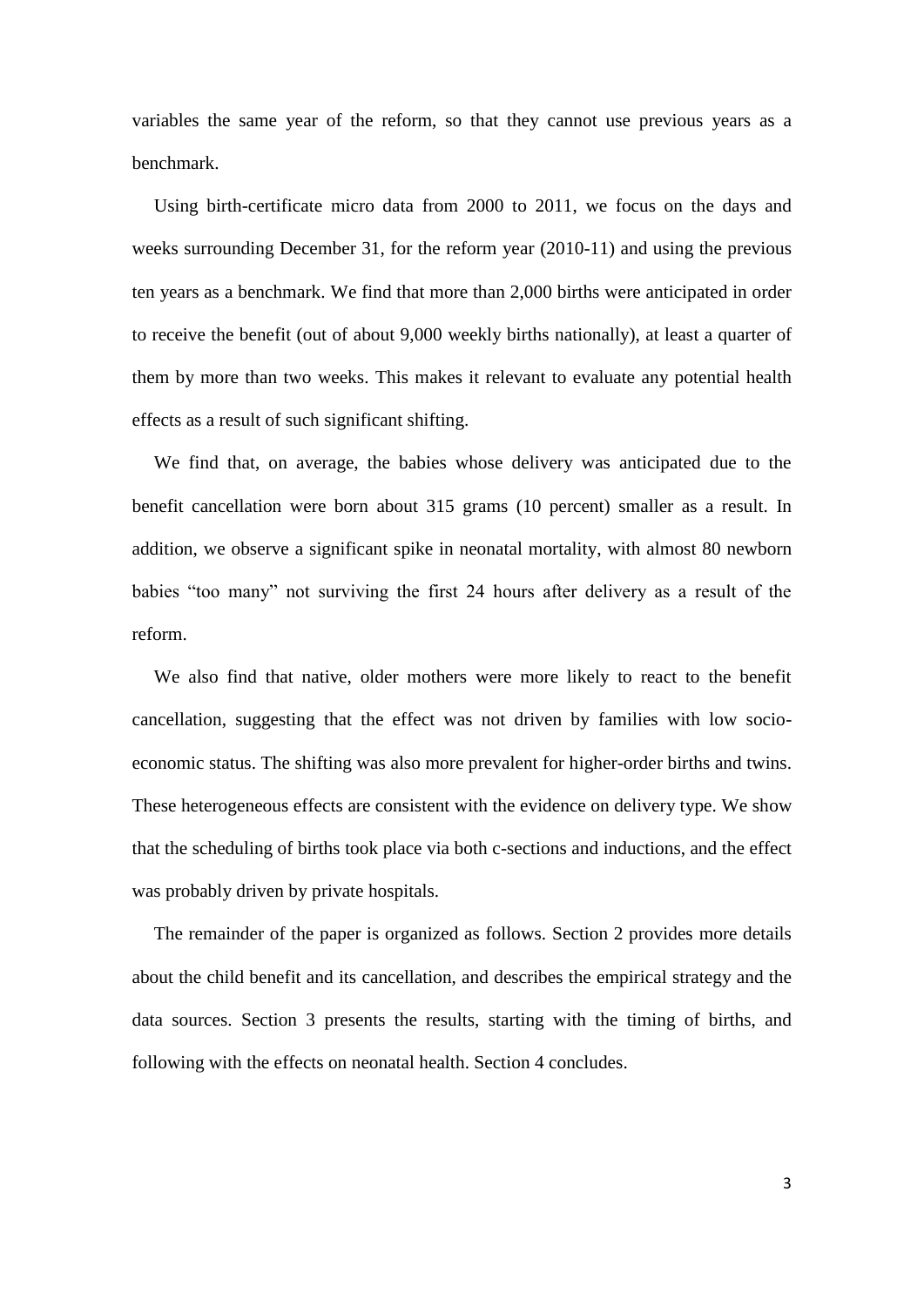variables the same year of the reform, so that they cannot use previous years as a benchmark.

Using birth-certificate micro data from 2000 to 2011, we focus on the days and weeks surrounding December 31, for the reform year (2010-11) and using the previous ten years as a benchmark. We find that more than 2,000 births were anticipated in order to receive the benefit (out of about 9,000 weekly births nationally), at least a quarter of them by more than two weeks. This makes it relevant to evaluate any potential health effects as a result of such significant shifting.

We find that, on average, the babies whose delivery was anticipated due to the benefit cancellation were born about 315 grams (10 percent) smaller as a result. In addition, we observe a significant spike in neonatal mortality, with almost 80 newborn babies "too many" not surviving the first 24 hours after delivery as a result of the reform.

We also find that native, older mothers were more likely to react to the benefit cancellation, suggesting that the effect was not driven by families with low socio-economic status. The shifting was also more prevalent for higher-order births and twins. These heterogeneous effects are consistent with the evidence on delivery type. We show that the scheduling of births took place via both c-sections and inductions, and the effect was probably driven by private hospitals.

The remainder of the paper is organized as follows. Section 2 provides more details about the child benefit and its cancellation, and describes the empirical strategy and the data sources. Section 3 presents the results, starting with the timing of births, and following with the effects on neonatal health. Section 4 concludes.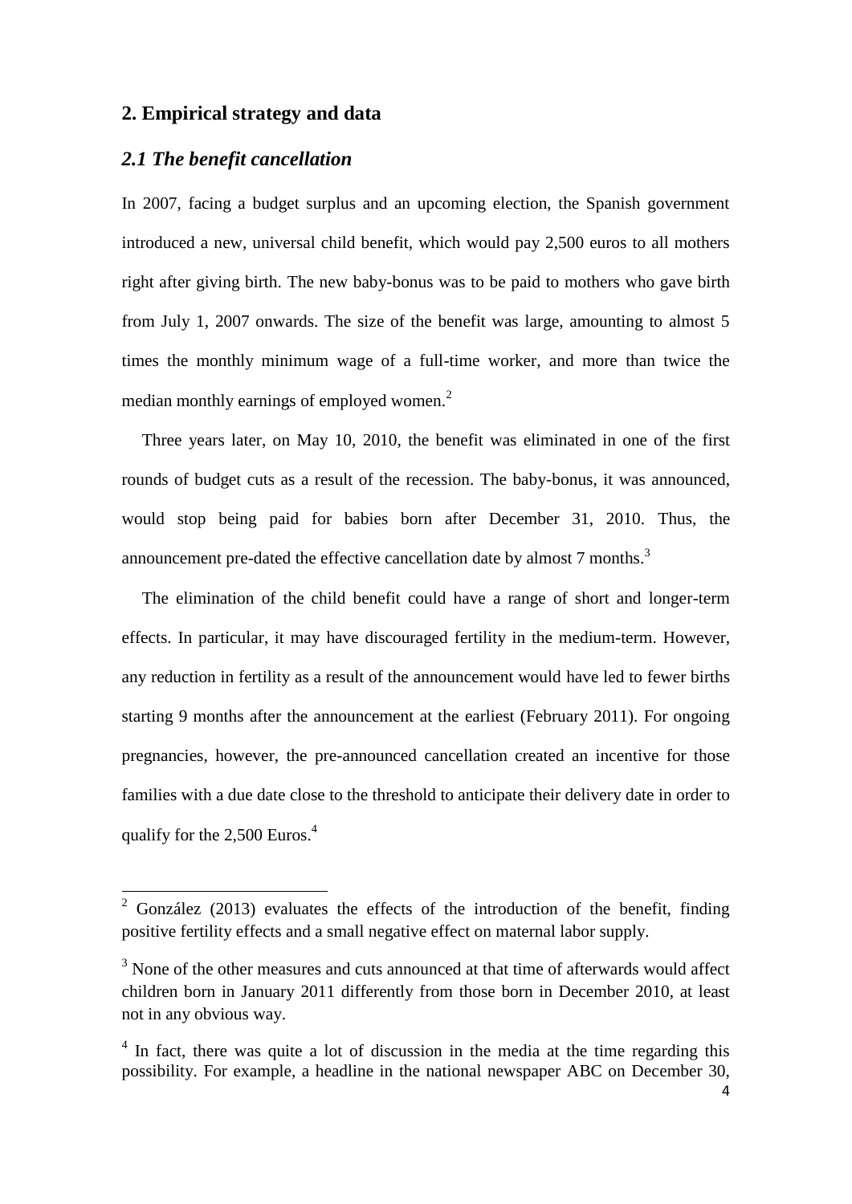## 2. Empirical strategy and data

### *2.1 The benefit cancellation*

In 2007, facing a budget surplus and an upcoming election, the Spanish government introduced a new, universal child benefit, which would pay 2,500 euros to all mothers right after giving birth. The new baby-bonus was to be paid to mothers who gave birth from July 1, 2007 onwards. The size of the benefit was large, amounting to almost 5 times the monthly minimum wage of a full-time worker, and more than twice the median monthly earnings of employed women.[2]

Three years later, on May 10, 2010, the benefit was eliminated in one of the first rounds of budget cuts as a result of the recession. The baby-bonus, it was announced, would stop being paid for babies born after December 31, 2010. Thus, the announcement pre-dated the effective cancellation date by almost 7 months.[3]

The elimination of the child benefit could have a range of short and longer-term effects. In particular, it may have discouraged fertility in the medium-term. However, any reduction in fertility as a result of the announcement would have led to fewer births starting 9 months after the announcement at the earliest (February 2011). For ongoing pregnancies, however, the pre-announced cancellation created an incentive for those families with a due date close to the threshold to anticipate their delivery date in order to qualify for the 2,500 Euros.[4]

---

[2] González (2013) evaluates the effects of the introduction of the benefit, finding positive fertility effects and a small negative effect on maternal labor supply.

[3] None of the other measures and cuts announced at that time of afterwards would affect children born in January 2011 differently from those born in December 2010, at least not in any obvious way.

[4] In fact, there was quite a lot of discussion in the media at the time regarding this possibility. For example, a headline in the national newspaper ABC on December 30,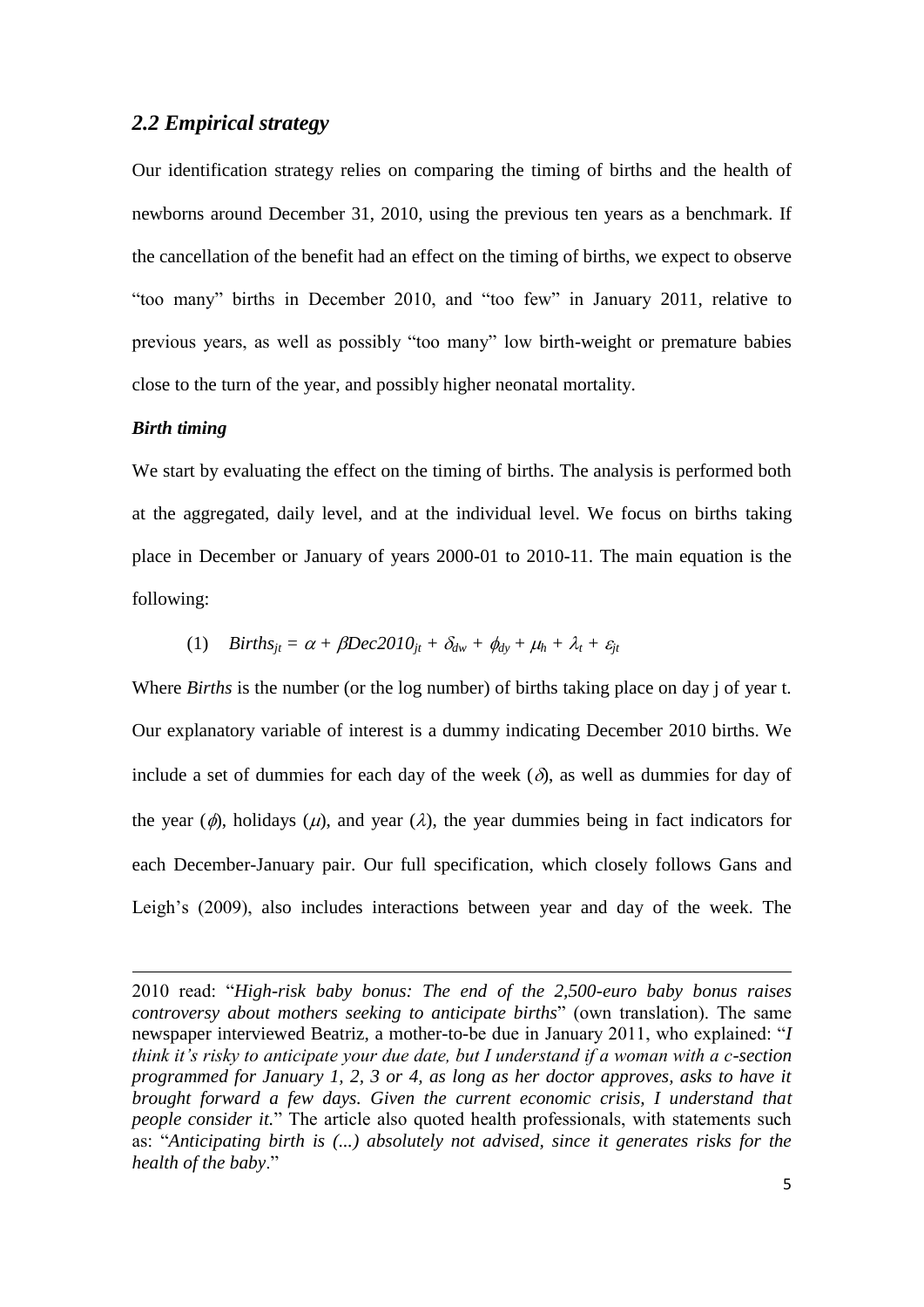## *2.2 Empirical strategy*

Our identification strategy relies on comparing the timing of births and the health of newborns around December 31, 2010, using the previous ten years as a benchmark. If the cancellation of the benefit had an effect on the timing of births, we expect to observe "too many" births in December 2010, and "too few" in January 2011, relative to previous years, as well as possibly "too many" low birth-weight or premature babies close to the turn of the year, and possibly higher neonatal mortality.

***Birth timing***

We start by evaluating the effect on the timing of births. The analysis is performed both at the aggregated, daily level, and at the individual level. We focus on births taking place in December or January of years 2000-01 to 2010-11. The main equation is the following:

$$(1) \quad Births_{jt} = \alpha + \beta Dec2010_{jt} + \delta_{dw} + \phi_{dy} + \mu_h + \lambda_t + \varepsilon_{jt}$$

Where *Births* is the number (or the log number) of births taking place on day j of year t. Our explanatory variable of interest is a dummy indicating December 2010 births. We include a set of dummies for each day of the week ($\delta$), as well as dummies for day of the year ($\phi$), holidays ($\mu$), and year ($\lambda$), the year dummies being in fact indicators for each December-January pair. Our full specification, which closely follows Gans and Leigh's (2009), also includes interactions between year and day of the week. The

2010 read: "*High-risk baby bonus: The end of the 2,500-euro baby bonus raises controversy about mothers seeking to anticipate births*" (own translation). The same newspaper interviewed Beatriz, a mother-to-be due in January 2011, who explained: "*I think it's risky to anticipate your due date, but I understand if a woman with a c-section programmed for January 1, 2, 3 or 4, as long as her doctor approves, asks to have it brought forward a few days. Given the current economic crisis, I understand that people consider it.*" The article also quoted health professionals, with statements such as: "*Anticipating birth is (...) absolutely not advised, since it generates risks for the health of the baby*."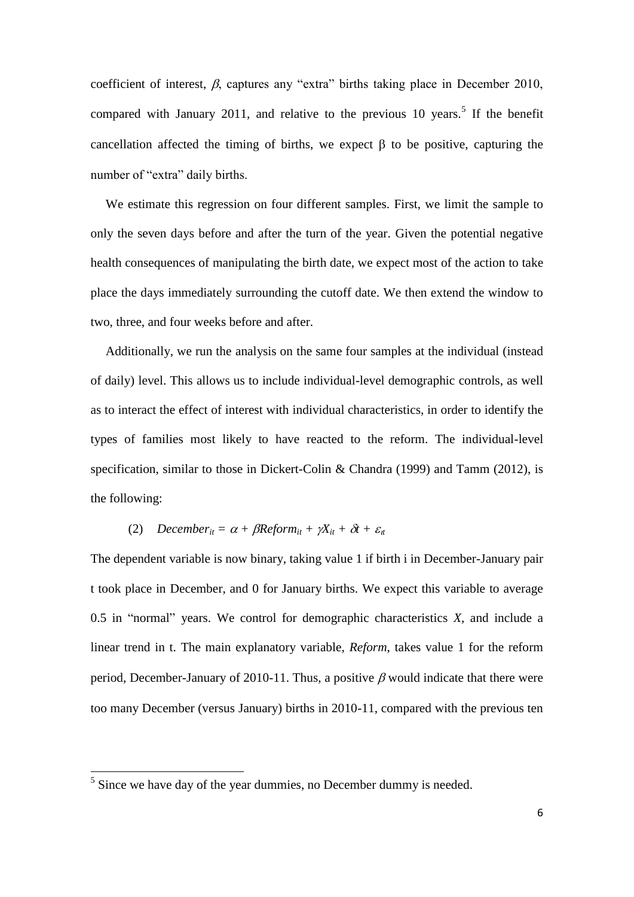coefficient of interest, $\beta$, captures any "extra" births taking place in December 2010, compared with January 2011, and relative to the previous 10 years.[5] If the benefit cancellation affected the timing of births, we expect $\beta$ to be positive, capturing the number of "extra" daily births.

We estimate this regression on four different samples. First, we limit the sample to only the seven days before and after the turn of the year. Given the potential negative health consequences of manipulating the birth date, we expect most of the action to take place the days immediately surrounding the cutoff date. We then extend the window to two, three, and four weeks before and after.

Additionally, we run the analysis on the same four samples at the individual (instead of daily) level. This allows us to include individual-level demographic controls, as well as to interact the effect of interest with individual characteristics, in order to identify the types of families most likely to have reacted to the reform. The individual-level specification, similar to those in Dickert-Colin & Chandra (1999) and Tamm (2012), is the following:

$$(2) \quad December_{it} = \alpha + \beta Reform_{it} + \gamma X_{it} + \delta t + \varepsilon_{it}$$

The dependent variable is now binary, taking value 1 if birth i in December-January pair t took place in December, and 0 for January births. We expect this variable to average 0.5 in "normal" years. We control for demographic characteristics $X$, and include a linear trend in t. The main explanatory variable, *Reform*, takes value 1 for the reform period, December-January of 2010-11. Thus, a positive $\beta$ would indicate that there were too many December (versus January) births in 2010-11, compared with the previous ten

[5] Since we have day of the year dummies, no December dummy is needed.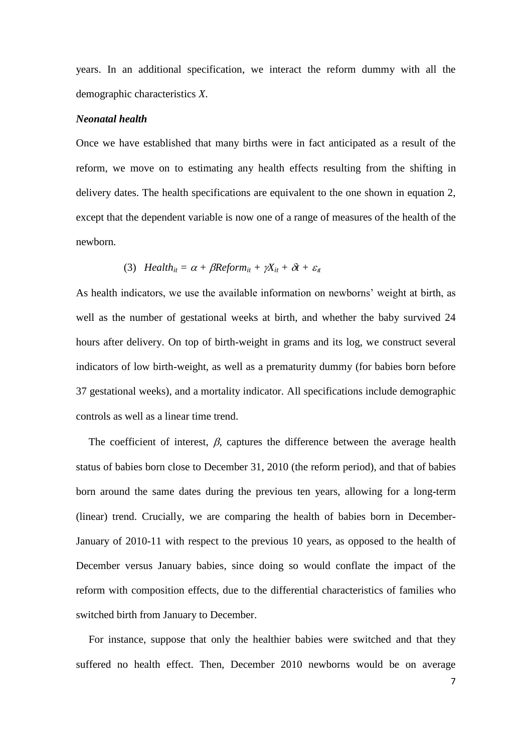years. In an additional specification, we interact the reform dummy with all the demographic characteristics *X*.

***Neonatal health***

Once we have established that many births were in fact anticipated as a result of the reform, we move on to estimating any health effects resulting from the shifting in delivery dates. The health specifications are equivalent to the one shown in equation 2, except that the dependent variable is now one of a range of measures of the health of the newborn.

$$\text{(3)} \quad Health_{it} = \alpha + \beta Reform_{it} + \gamma X_{it} + \delta t + \varepsilon_{it}$$

As health indicators, we use the available information on newborns' weight at birth, as well as the number of gestational weeks at birth, and whether the baby survived 24 hours after delivery. On top of birth-weight in grams and its log, we construct several indicators of low birth-weight, as well as a prematurity dummy (for babies born before 37 gestational weeks), and a mortality indicator. All specifications include demographic controls as well as a linear time trend.

The coefficient of interest, $\beta$, captures the difference between the average health status of babies born close to December 31, 2010 (the reform period), and that of babies born around the same dates during the previous ten years, allowing for a long-term (linear) trend. Crucially, we are comparing the health of babies born in December-January of 2010-11 with respect to the previous 10 years, as opposed to the health of December versus January babies, since doing so would conflate the impact of the reform with composition effects, due to the differential characteristics of families who switched birth from January to December.

For instance, suppose that only the healthier babies were switched and that they suffered no health effect. Then, December 2010 newborns would be on average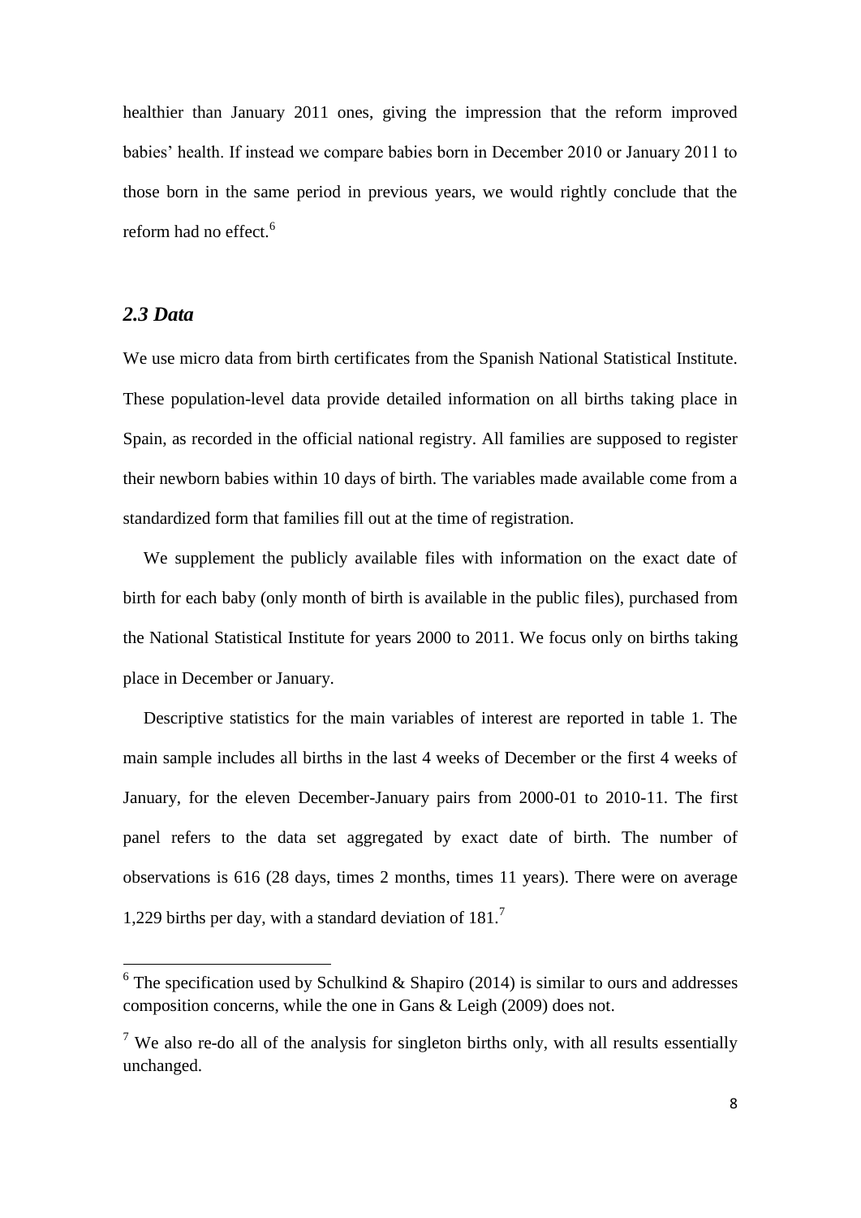healthier than January 2011 ones, giving the impression that the reform improved babies' health. If instead we compare babies born in December 2010 or January 2011 to those born in the same period in previous years, we would rightly conclude that the reform had no effect.[6]

### *2.3 Data*

We use micro data from birth certificates from the Spanish National Statistical Institute. These population-level data provide detailed information on all births taking place in Spain, as recorded in the official national registry. All families are supposed to register their newborn babies within 10 days of birth. The variables made available come from a standardized form that families fill out at the time of registration.

We supplement the publicly available files with information on the exact date of birth for each baby (only month of birth is available in the public files), purchased from the National Statistical Institute for years 2000 to 2011. We focus only on births taking place in December or January.

Descriptive statistics for the main variables of interest are reported in table 1. The main sample includes all births in the last 4 weeks of December or the first 4 weeks of January, for the eleven December-January pairs from 2000-01 to 2010-11. The first panel refers to the data set aggregated by exact date of birth. The number of observations is 616 (28 days, times 2 months, times 11 years). There were on average 1,229 births per day, with a standard deviation of 181.[7]

---

[6] The specification used by Schulkind & Shapiro (2014) is similar to ours and addresses composition concerns, while the one in Gans & Leigh (2009) does not.

[7] We also re-do all of the analysis for singleton births only, with all results essentially unchanged.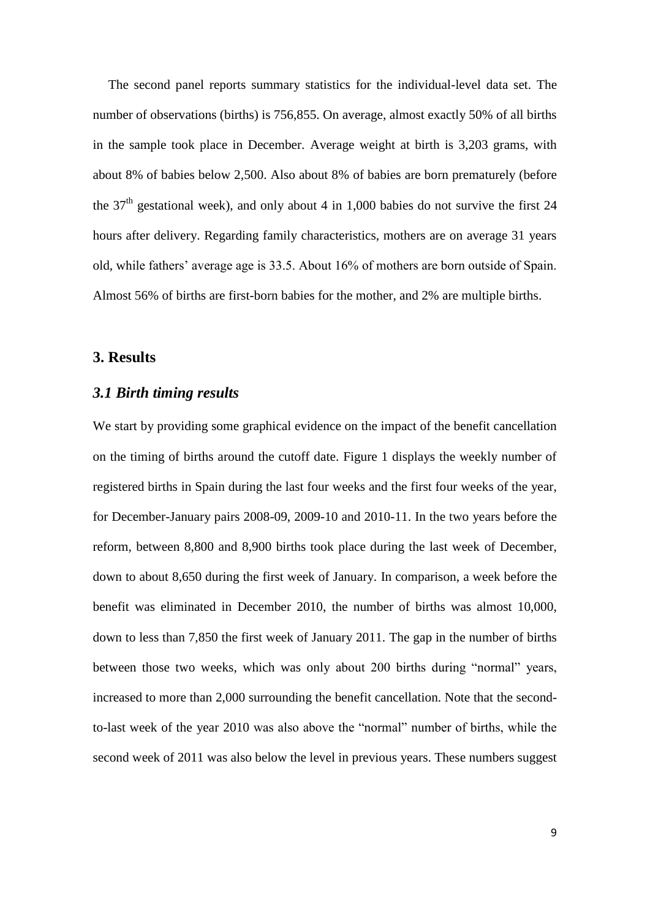The second panel reports summary statistics for the individual-level data set. The number of observations (births) is 756,855. On average, almost exactly 50% of all births in the sample took place in December. Average weight at birth is 3,203 grams, with about 8% of babies below 2,500. Also about 8% of babies are born prematurely (before the $37^{th}$ gestational week), and only about 4 in 1,000 babies do not survive the first 24 hours after delivery. Regarding family characteristics, mothers are on average 31 years old, while fathers' average age is 33.5. About 16% of mothers are born outside of Spain. Almost 56% of births are first-born babies for the mother, and 2% are multiple births.

## 3. Results

### *3.1 Birth timing results*

We start by providing some graphical evidence on the impact of the benefit cancellation on the timing of births around the cutoff date. Figure 1 displays the weekly number of registered births in Spain during the last four weeks and the first four weeks of the year, for December-January pairs 2008-09, 2009-10 and 2010-11. In the two years before the reform, between 8,800 and 8,900 births took place during the last week of December, down to about 8,650 during the first week of January. In comparison, a week before the benefit was eliminated in December 2010, the number of births was almost 10,000, down to less than 7,850 the first week of January 2011. The gap in the number of births between those two weeks, which was only about 200 births during "normal" years, increased to more than 2,000 surrounding the benefit cancellation. Note that the second-to-last week of the year 2010 was also above the "normal" number of births, while the second week of 2011 was also below the level in previous years. These numbers suggest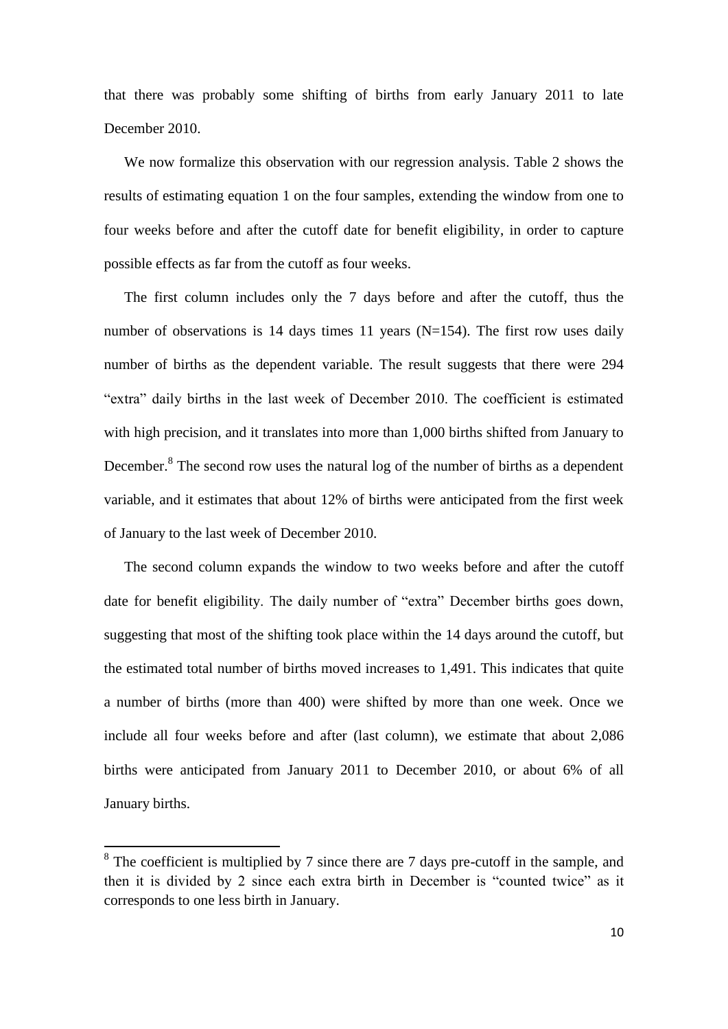that there was probably some shifting of births from early January 2011 to late December 2010.

We now formalize this observation with our regression analysis. Table 2 shows the results of estimating equation 1 on the four samples, extending the window from one to four weeks before and after the cutoff date for benefit eligibility, in order to capture possible effects as far from the cutoff as four weeks.

The first column includes only the 7 days before and after the cutoff, thus the number of observations is 14 days times 11 years (N=154). The first row uses daily number of births as the dependent variable. The result suggests that there were 294 "extra" daily births in the last week of December 2010. The coefficient is estimated with high precision, and it translates into more than 1,000 births shifted from January to December.[8] The second row uses the natural log of the number of births as a dependent variable, and it estimates that about 12% of births were anticipated from the first week of January to the last week of December 2010.

The second column expands the window to two weeks before and after the cutoff date for benefit eligibility. The daily number of "extra" December births goes down, suggesting that most of the shifting took place within the 14 days around the cutoff, but the estimated total number of births moved increases to 1,491. This indicates that quite a number of births (more than 400) were shifted by more than one week. Once we include all four weeks before and after (last column), we estimate that about 2,086 births were anticipated from January 2011 to December 2010, or about 6% of all January births.

---

[8] The coefficient is multiplied by 7 since there are 7 days pre-cutoff in the sample, and then it is divided by 2 since each extra birth in December is "counted twice" as it corresponds to one less birth in January.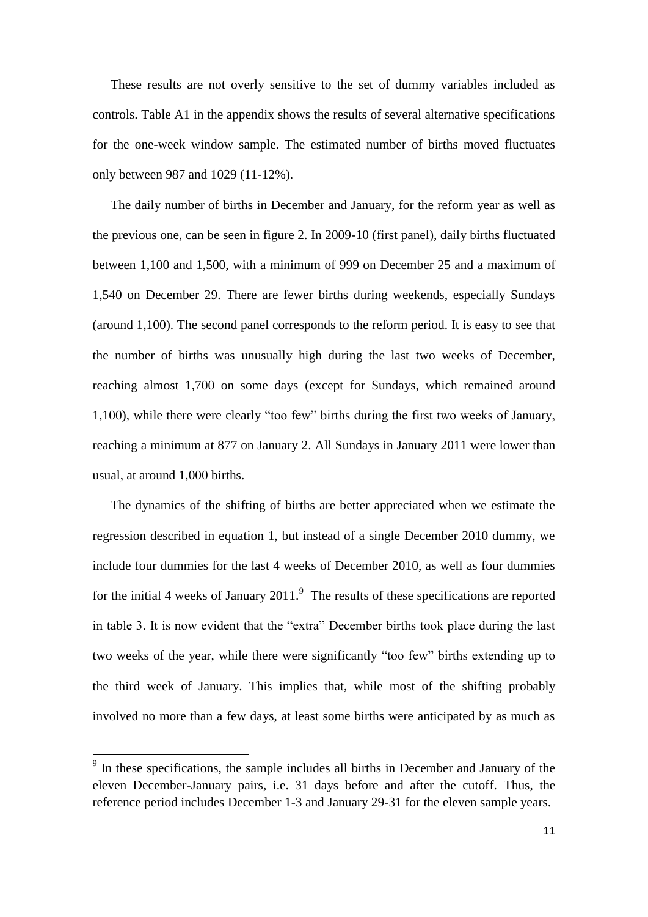These results are not overly sensitive to the set of dummy variables included as controls. Table A1 in the appendix shows the results of several alternative specifications for the one-week window sample. The estimated number of births moved fluctuates only between 987 and 1029 (11-12%).

The daily number of births in December and January, for the reform year as well as the previous one, can be seen in figure 2. In 2009-10 (first panel), daily births fluctuated between 1,100 and 1,500, with a minimum of 999 on December 25 and a maximum of 1,540 on December 29. There are fewer births during weekends, especially Sundays (around 1,100). The second panel corresponds to the reform period. It is easy to see that the number of births was unusually high during the last two weeks of December, reaching almost 1,700 on some days (except for Sundays, which remained around 1,100), while there were clearly "too few" births during the first two weeks of January, reaching a minimum at 877 on January 2. All Sundays in January 2011 were lower than usual, at around 1,000 births.

The dynamics of the shifting of births are better appreciated when we estimate the regression described in equation 1, but instead of a single December 2010 dummy, we include four dummies for the last 4 weeks of December 2010, as well as four dummies for the initial 4 weeks of January 2011.[9] The results of these specifications are reported in table 3. It is now evident that the "extra" December births took place during the last two weeks of the year, while there were significantly "too few" births extending up to the third week of January. This implies that, while most of the shifting probably involved no more than a few days, at least some births were anticipated by as much as

[9] In these specifications, the sample includes all births in December and January of the eleven December-January pairs, i.e. 31 days before and after the cutoff. Thus, the reference period includes December 1-3 and January 29-31 for the eleven sample years.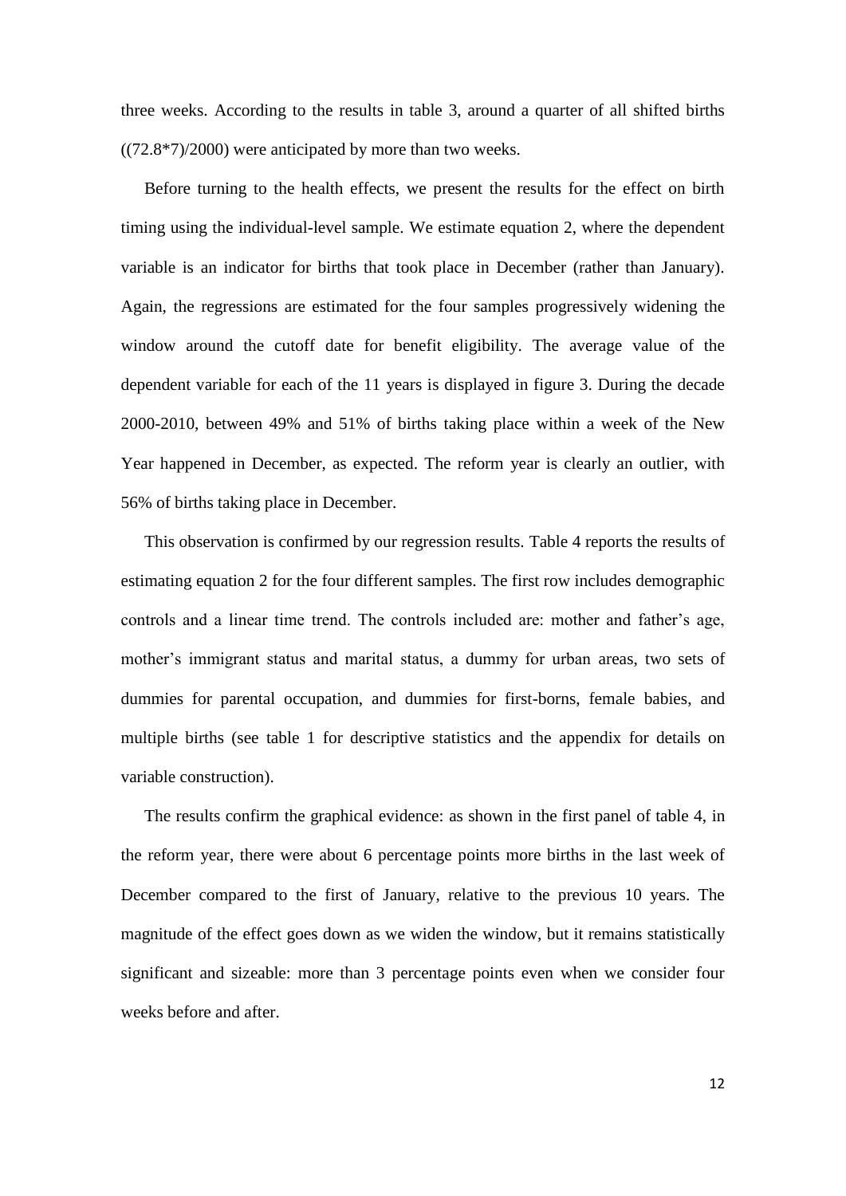three weeks. According to the results in table 3, around a quarter of all shifted births ((72.8*7)/2000) were anticipated by more than two weeks.

Before turning to the health effects, we present the results for the effect on birth timing using the individual-level sample. We estimate equation 2, where the dependent variable is an indicator for births that took place in December (rather than January). Again, the regressions are estimated for the four samples progressively widening the window around the cutoff date for benefit eligibility. The average value of the dependent variable for each of the 11 years is displayed in figure 3. During the decade 2000-2010, between 49% and 51% of births taking place within a week of the New Year happened in December, as expected. The reform year is clearly an outlier, with 56% of births taking place in December.

This observation is confirmed by our regression results. Table 4 reports the results of estimating equation 2 for the four different samples. The first row includes demographic controls and a linear time trend. The controls included are: mother and father's age, mother's immigrant status and marital status, a dummy for urban areas, two sets of dummies for parental occupation, and dummies for first-borns, female babies, and multiple births (see table 1 for descriptive statistics and the appendix for details on variable construction).

The results confirm the graphical evidence: as shown in the first panel of table 4, in the reform year, there were about 6 percentage points more births in the last week of December compared to the first of January, relative to the previous 10 years. The magnitude of the effect goes down as we widen the window, but it remains statistically significant and sizeable: more than 3 percentage points even when we consider four weeks before and after.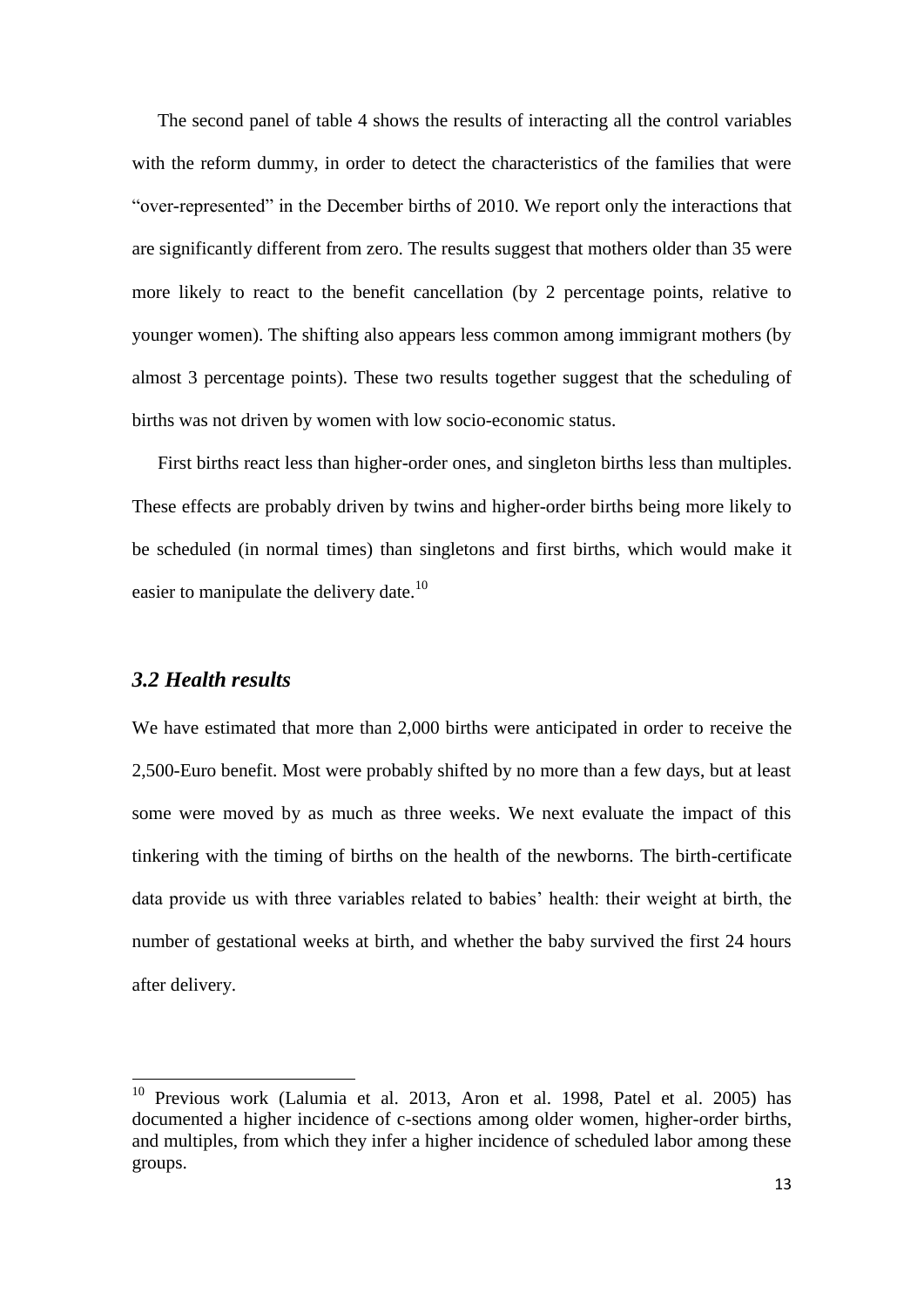The second panel of table 4 shows the results of interacting all the control variables with the reform dummy, in order to detect the characteristics of the families that were "over-represented" in the December births of 2010. We report only the interactions that are significantly different from zero. The results suggest that mothers older than 35 were more likely to react to the benefit cancellation (by 2 percentage points, relative to younger women). The shifting also appears less common among immigrant mothers (by almost 3 percentage points). These two results together suggest that the scheduling of births was not driven by women with low socio-economic status.

First births react less than higher-order ones, and singleton births less than multiples. These effects are probably driven by twins and higher-order births being more likely to be scheduled (in normal times) than singletons and first births, which would make it easier to manipulate the delivery date.[10]

### *3.2 Health results*

We have estimated that more than 2,000 births were anticipated in order to receive the 2,500-Euro benefit. Most were probably shifted by no more than a few days, but at least some were moved by as much as three weeks. We next evaluate the impact of this tinkering with the timing of births on the health of the newborns. The birth-certificate data provide us with three variables related to babies' health: their weight at birth, the number of gestational weeks at birth, and whether the baby survived the first 24 hours after delivery.

[10] Previous work (Lalumia et al. 2013, Aron et al. 1998, Patel et al. 2005) has documented a higher incidence of c-sections among older women, higher-order births, and multiples, from which they infer a higher incidence of scheduled labor among these groups.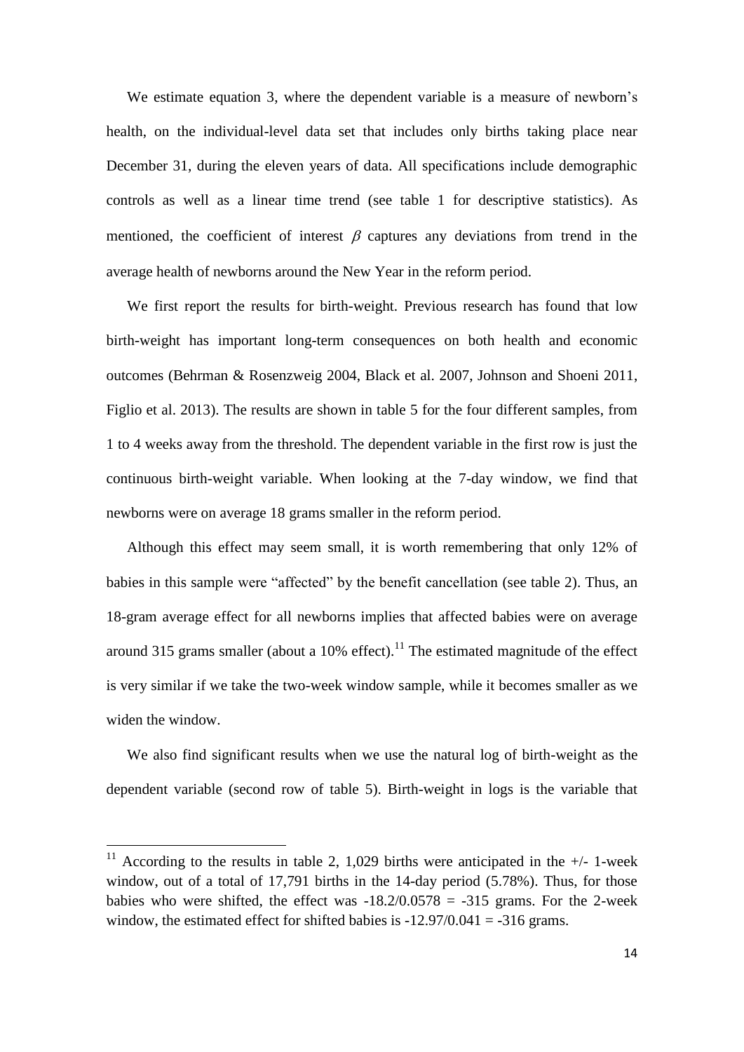We estimate equation 3, where the dependent variable is a measure of newborn's health, on the individual-level data set that includes only births taking place near December 31, during the eleven years of data. All specifications include demographic controls as well as a linear time trend (see table 1 for descriptive statistics). As mentioned, the coefficient of interest $\beta$ captures any deviations from trend in the average health of newborns around the New Year in the reform period.

We first report the results for birth-weight. Previous research has found that low birth-weight has important long-term consequences on both health and economic outcomes (Behrman & Rosenzweig 2004, Black et al. 2007, Johnson and Shoeni 2011, Figlio et al. 2013). The results are shown in table 5 for the four different samples, from 1 to 4 weeks away from the threshold. The dependent variable in the first row is just the continuous birth-weight variable. When looking at the 7-day window, we find that newborns were on average 18 grams smaller in the reform period.

Although this effect may seem small, it is worth remembering that only 12% of babies in this sample were "affected" by the benefit cancellation (see table 2). Thus, an 18-gram average effect for all newborns implies that affected babies were on average around 315 grams smaller (about a 10% effect).[11] The estimated magnitude of the effect is very similar if we take the two-week window sample, while it becomes smaller as we widen the window.

We also find significant results when we use the natural log of birth-weight as the dependent variable (second row of table 5). Birth-weight in logs is the variable that

[11] According to the results in table 2, 1,029 births were anticipated in the +/- 1-week window, out of a total of 17,791 births in the 14-day period (5.78%). Thus, for those babies who were shifted, the effect was -18.2/0.0578 = -315 grams. For the 2-week window, the estimated effect for shifted babies is -12.97/0.041 = -316 grams.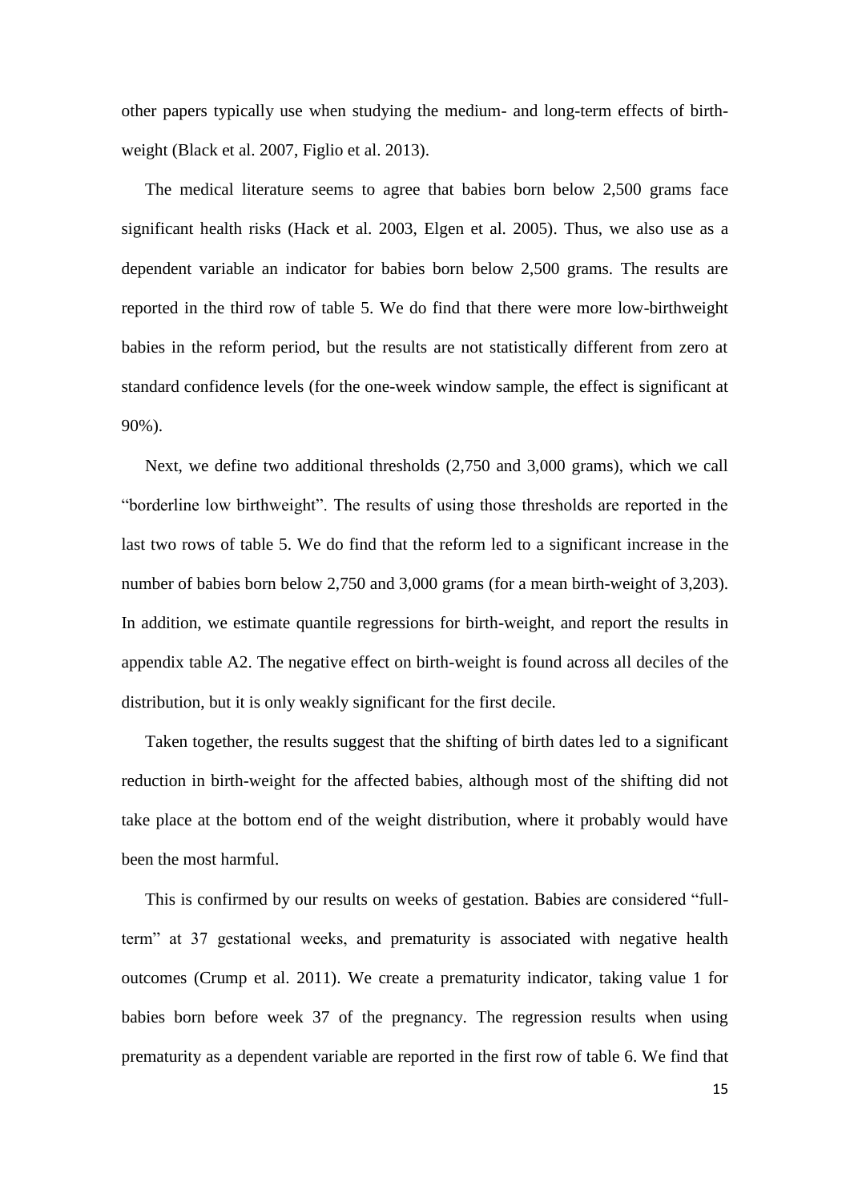other papers typically use when studying the medium- and long-term effects of birth-weight (Black et al. 2007, Figlio et al. 2013).

The medical literature seems to agree that babies born below 2,500 grams face significant health risks (Hack et al. 2003, Elgen et al. 2005). Thus, we also use as a dependent variable an indicator for babies born below 2,500 grams. The results are reported in the third row of table 5. We do find that there were more low-birthweight babies in the reform period, but the results are not statistically different from zero at standard confidence levels (for the one-week window sample, the effect is significant at 90%).

Next, we define two additional thresholds (2,750 and 3,000 grams), which we call "borderline low birthweight". The results of using those thresholds are reported in the last two rows of table 5. We do find that the reform led to a significant increase in the number of babies born below 2,750 and 3,000 grams (for a mean birth-weight of 3,203). In addition, we estimate quantile regressions for birth-weight, and report the results in appendix table A2. The negative effect on birth-weight is found across all deciles of the distribution, but it is only weakly significant for the first decile.

Taken together, the results suggest that the shifting of birth dates led to a significant reduction in birth-weight for the affected babies, although most of the shifting did not take place at the bottom end of the weight distribution, where it probably would have been the most harmful.

This is confirmed by our results on weeks of gestation. Babies are considered "full-term" at 37 gestational weeks, and prematurity is associated with negative health outcomes (Crump et al. 2011). We create a prematurity indicator, taking value 1 for babies born before week 37 of the pregnancy. The regression results when using prematurity as a dependent variable are reported in the first row of table 6. We find that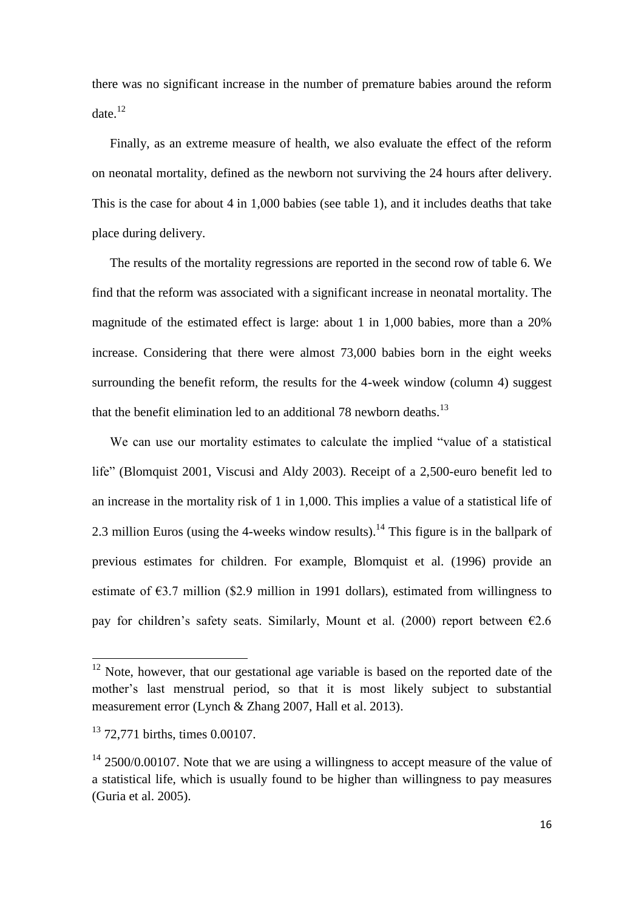there was no significant increase in the number of premature babies around the reform date.[12]

Finally, as an extreme measure of health, we also evaluate the effect of the reform on neonatal mortality, defined as the newborn not surviving the 24 hours after delivery. This is the case for about 4 in 1,000 babies (see table 1), and it includes deaths that take place during delivery.

The results of the mortality regressions are reported in the second row of table 6. We find that the reform was associated with a significant increase in neonatal mortality. The magnitude of the estimated effect is large: about 1 in 1,000 babies, more than a 20% increase. Considering that there were almost 73,000 babies born in the eight weeks surrounding the benefit reform, the results for the 4-week window (column 4) suggest that the benefit elimination led to an additional 78 newborn deaths.[13]

We can use our mortality estimates to calculate the implied "value of a statistical life" (Blomquist 2001, Viscusi and Aldy 2003). Receipt of a 2,500-euro benefit led to an increase in the mortality risk of 1 in 1,000. This implies a value of a statistical life of 2.3 million Euros (using the 4-weeks window results).[14] This figure is in the ballpark of previous estimates for children. For example, Blomquist et al. (1996) provide an estimate of €3.7 million ($2.9 million in 1991 dollars), estimated from willingness to pay for children's safety seats. Similarly, Mount et al. (2000) report between €2.6

---

[12] Note, however, that our gestational age variable is based on the reported date of the mother's last menstrual period, so that it is most likely subject to substantial measurement error (Lynch & Zhang 2007, Hall et al. 2013).

[13] 72,771 births, times 0.00107.

[14] 2500/0.00107. Note that we are using a willingness to accept measure of the value of a statistical life, which is usually found to be higher than willingness to pay measures (Guria et al. 2005).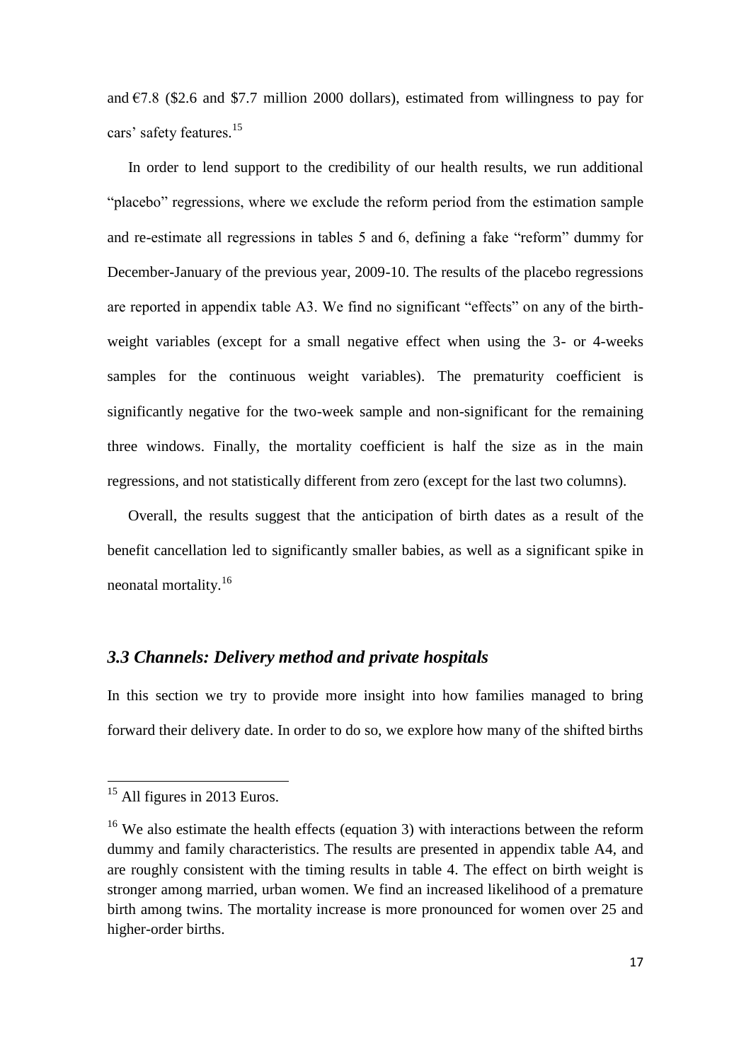and €7.8 ($2.6 and $7.7 million 2000 dollars), estimated from willingness to pay for cars' safety features.[15]

In order to lend support to the credibility of our health results, we run additional "placebo" regressions, where we exclude the reform period from the estimation sample and re-estimate all regressions in tables 5 and 6, defining a fake "reform" dummy for December-January of the previous year, 2009-10. The results of the placebo regressions are reported in appendix table A3. We find no significant "effects" on any of the birth-weight variables (except for a small negative effect when using the 3- or 4-weeks samples for the continuous weight variables). The prematurity coefficient is significantly negative for the two-week sample and non-significant for the remaining three windows. Finally, the mortality coefficient is half the size as in the main regressions, and not statistically different from zero (except for the last two columns).

Overall, the results suggest that the anticipation of birth dates as a result of the benefit cancellation led to significantly smaller babies, as well as a significant spike in neonatal mortality.[16]

### *3.3 Channels: Delivery method and private hospitals*

In this section we try to provide more insight into how families managed to bring forward their delivery date. In order to do so, we explore how many of the shifted births

---

[15] All figures in 2013 Euros.

[16] We also estimate the health effects (equation 3) with interactions between the reform dummy and family characteristics. The results are presented in appendix table A4, and are roughly consistent with the timing results in table 4. The effect on birth weight is stronger among married, urban women. We find an increased likelihood of a premature birth among twins. The mortality increase is more pronounced for women over 25 and higher-order births.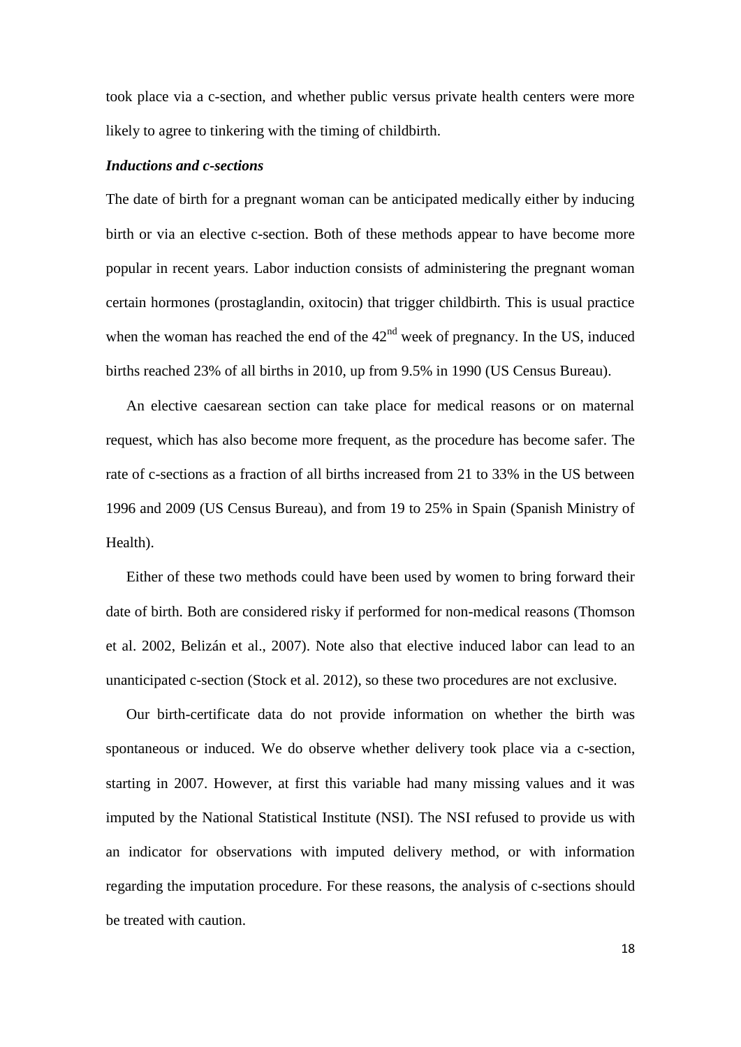took place via a c-section, and whether public versus private health centers were more likely to agree to tinkering with the timing of childbirth.

***Inductions and c-sections***

The date of birth for a pregnant woman can be anticipated medically either by inducing birth or via an elective c-section. Both of these methods appear to have become more popular in recent years. Labor induction consists of administering the pregnant woman certain hormones (prostaglandin, oxitocin) that trigger childbirth. This is usual practice when the woman has reached the end of the 42nd week of pregnancy. In the US, induced births reached 23% of all births in 2010, up from 9.5% in 1990 (US Census Bureau).

An elective caesarean section can take place for medical reasons or on maternal request, which has also become more frequent, as the procedure has become safer. The rate of c-sections as a fraction of all births increased from 21 to 33% in the US between 1996 and 2009 (US Census Bureau), and from 19 to 25% in Spain (Spanish Ministry of Health).

Either of these two methods could have been used by women to bring forward their date of birth. Both are considered risky if performed for non-medical reasons (Thomson et al. 2002, Belizán et al., 2007). Note also that elective induced labor can lead to an unanticipated c-section (Stock et al. 2012), so these two procedures are not exclusive.

Our birth-certificate data do not provide information on whether the birth was spontaneous or induced. We do observe whether delivery took place via a c-section, starting in 2007. However, at first this variable had many missing values and it was imputed by the National Statistical Institute (NSI). The NSI refused to provide us with an indicator for observations with imputed delivery method, or with information regarding the imputation procedure. For these reasons, the analysis of c-sections should be treated with caution.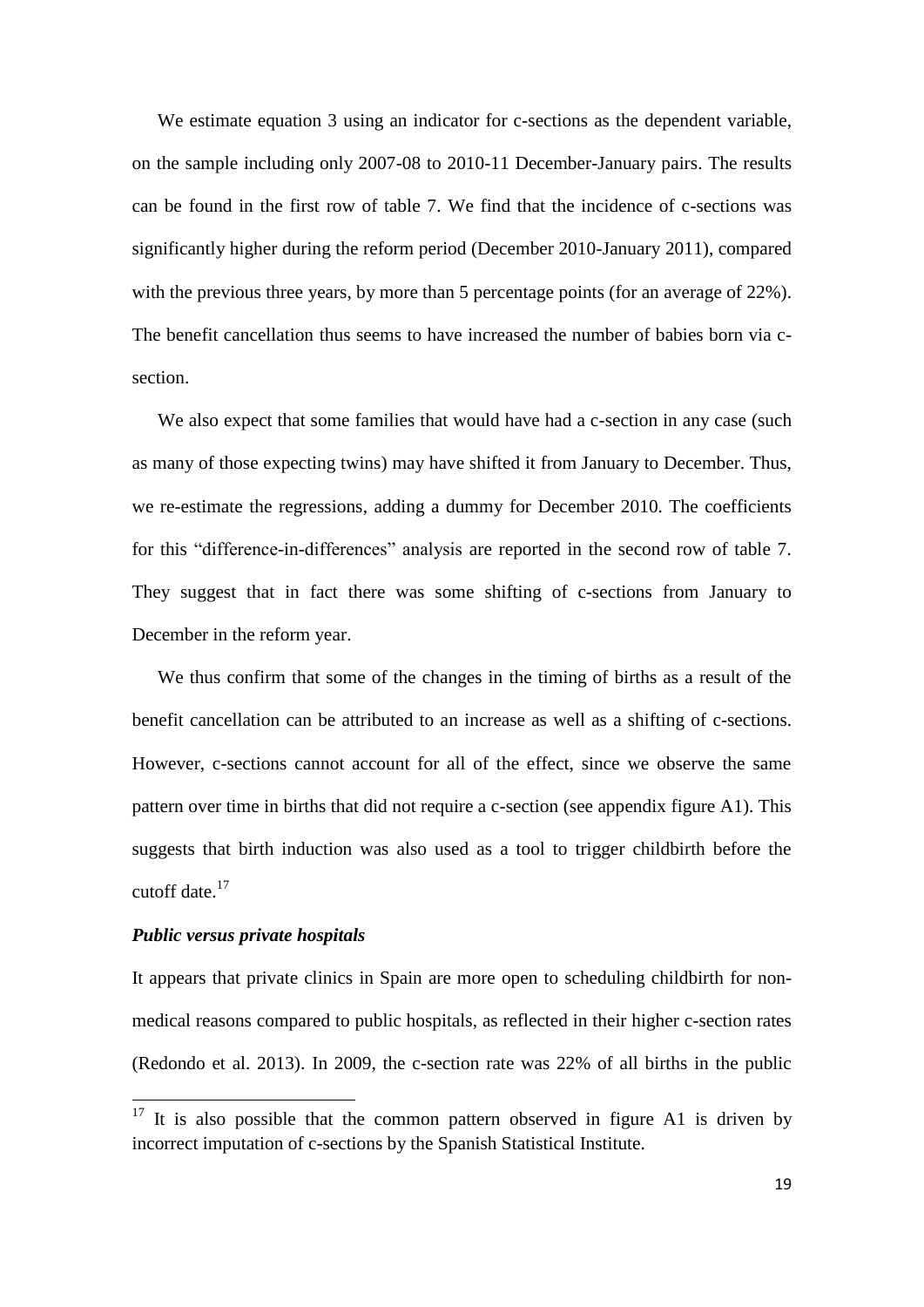We estimate equation 3 using an indicator for c-sections as the dependent variable, on the sample including only 2007-08 to 2010-11 December-January pairs. The results can be found in the first row of table 7. We find that the incidence of c-sections was significantly higher during the reform period (December 2010-January 2011), compared with the previous three years, by more than 5 percentage points (for an average of 22%). The benefit cancellation thus seems to have increased the number of babies born via c-section.

We also expect that some families that would have had a c-section in any case (such as many of those expecting twins) may have shifted it from January to December. Thus, we re-estimate the regressions, adding a dummy for December 2010. The coefficients for this "difference-in-differences" analysis are reported in the second row of table 7. They suggest that in fact there was some shifting of c-sections from January to December in the reform year.

We thus confirm that some of the changes in the timing of births as a result of the benefit cancellation can be attributed to an increase as well as a shifting of c-sections. However, c-sections cannot account for all of the effect, since we observe the same pattern over time in births that did not require a c-section (see appendix figure A1). This suggests that birth induction was also used as a tool to trigger childbirth before the cutoff date.[17]

***Public versus private hospitals***

It appears that private clinics in Spain are more open to scheduling childbirth for non-medical reasons compared to public hospitals, as reflected in their higher c-section rates (Redondo et al. 2013). In 2009, the c-section rate was 22% of all births in the public

[17] It is also possible that the common pattern observed in figure A1 is driven by incorrect imputation of c-sections by the Spanish Statistical Institute.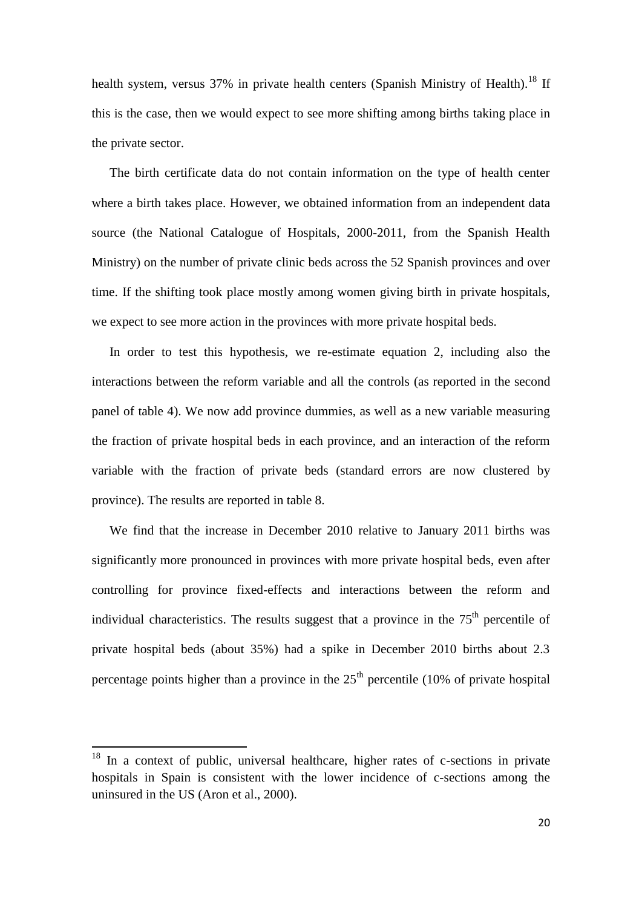health system, versus 37% in private health centers (Spanish Ministry of Health).[18] If this is the case, then we would expect to see more shifting among births taking place in the private sector.

The birth certificate data do not contain information on the type of health center where a birth takes place. However, we obtained information from an independent data source (the National Catalogue of Hospitals, 2000-2011, from the Spanish Health Ministry) on the number of private clinic beds across the 52 Spanish provinces and over time. If the shifting took place mostly among women giving birth in private hospitals, we expect to see more action in the provinces with more private hospital beds.

In order to test this hypothesis, we re-estimate equation 2, including also the interactions between the reform variable and all the controls (as reported in the second panel of table 4). We now add province dummies, as well as a new variable measuring the fraction of private hospital beds in each province, and an interaction of the reform variable with the fraction of private beds (standard errors are now clustered by province). The results are reported in table 8.

We find that the increase in December 2010 relative to January 2011 births was significantly more pronounced in provinces with more private hospital beds, even after controlling for province fixed-effects and interactions between the reform and individual characteristics. The results suggest that a province in the 75$^{th}$ percentile of private hospital beds (about 35%) had a spike in December 2010 births about 2.3 percentage points higher than a province in the 25$^{th}$ percentile (10% of private hospital

[18] In a context of public, universal healthcare, higher rates of c-sections in private hospitals in Spain is consistent with the lower incidence of c-sections among the uninsured in the US (Aron et al., 2000).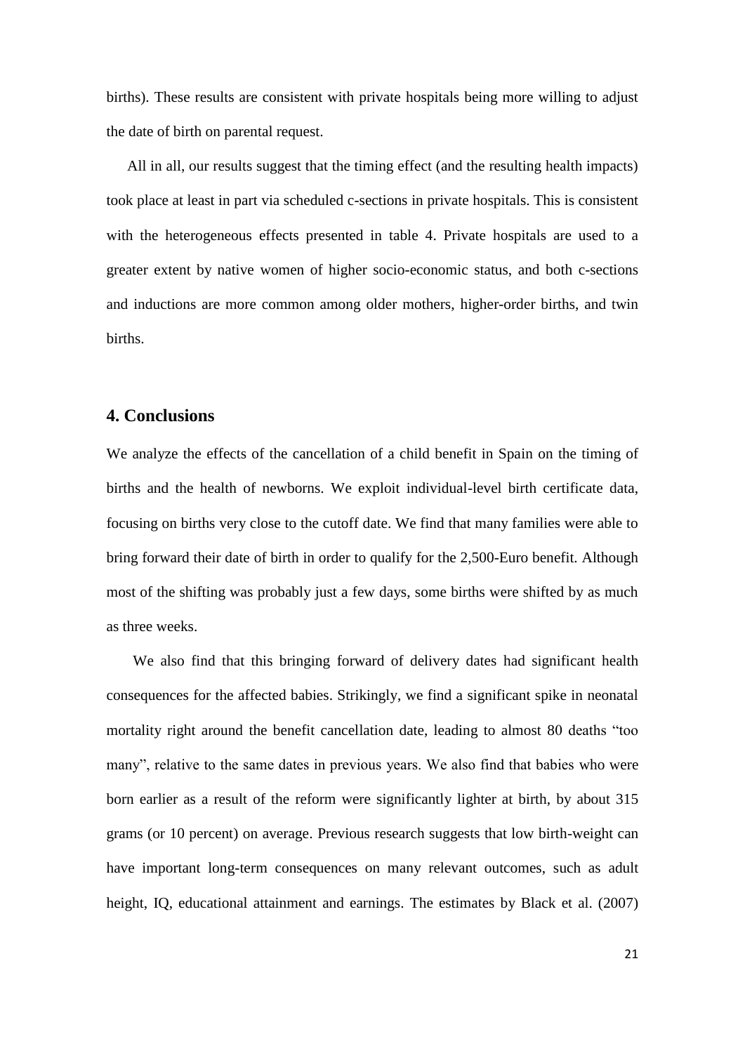births). These results are consistent with private hospitals being more willing to adjust the date of birth on parental request.

All in all, our results suggest that the timing effect (and the resulting health impacts) took place at least in part via scheduled c-sections in private hospitals. This is consistent with the heterogeneous effects presented in table 4. Private hospitals are used to a greater extent by native women of higher socio-economic status, and both c-sections and inductions are more common among older mothers, higher-order births, and twin births.

## 4. Conclusions

We analyze the effects of the cancellation of a child benefit in Spain on the timing of births and the health of newborns. We exploit individual-level birth certificate data, focusing on births very close to the cutoff date. We find that many families were able to bring forward their date of birth in order to qualify for the 2,500-Euro benefit. Although most of the shifting was probably just a few days, some births were shifted by as much as three weeks.

We also find that this bringing forward of delivery dates had significant health consequences for the affected babies. Strikingly, we find a significant spike in neonatal mortality right around the benefit cancellation date, leading to almost 80 deaths "too many", relative to the same dates in previous years. We also find that babies who were born earlier as a result of the reform were significantly lighter at birth, by about 315 grams (or 10 percent) on average. Previous research suggests that low birth-weight can have important long-term consequences on many relevant outcomes, such as adult height, IQ, educational attainment and earnings. The estimates by Black et al. (2007)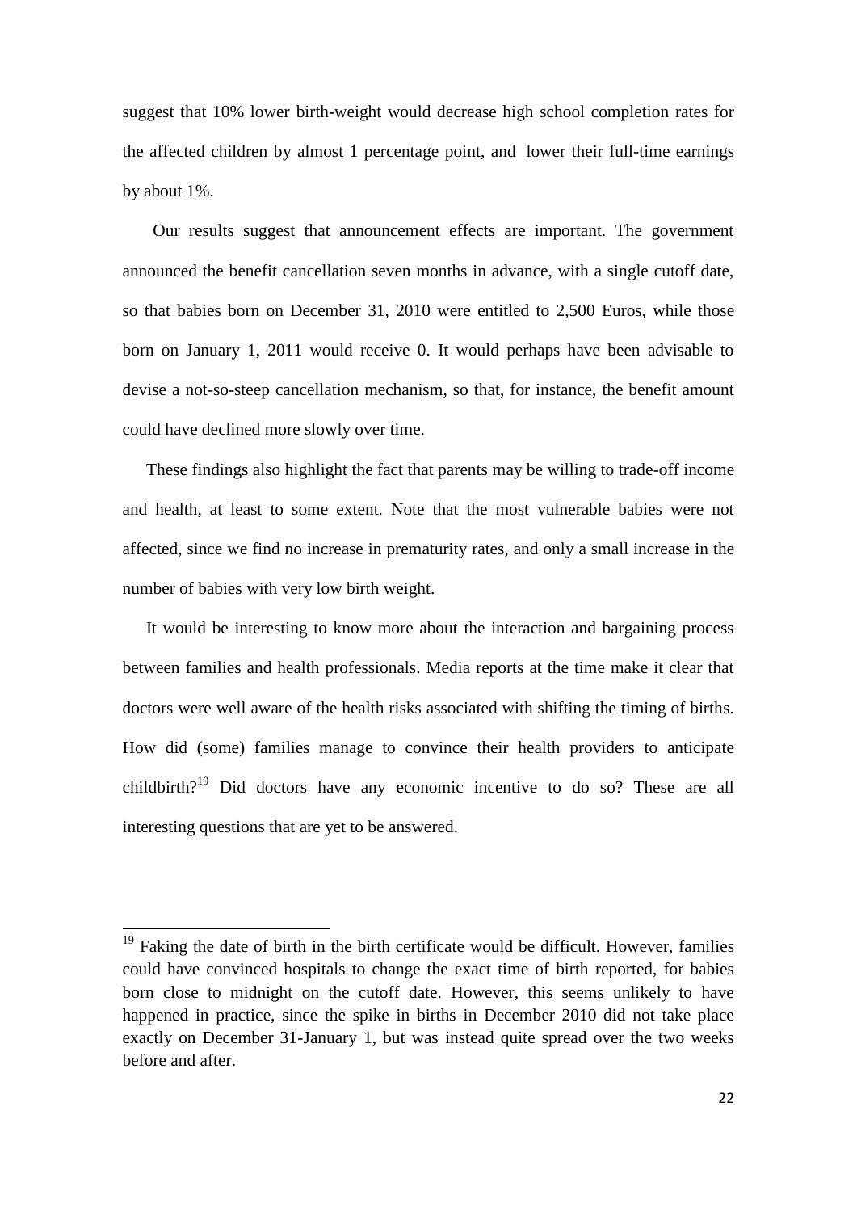suggest that 10% lower birth-weight would decrease high school completion rates for the affected children by almost 1 percentage point, and lower their full-time earnings by about 1%.

Our results suggest that announcement effects are important. The government announced the benefit cancellation seven months in advance, with a single cutoff date, so that babies born on December 31, 2010 were entitled to 2,500 Euros, while those born on January 1, 2011 would receive 0. It would perhaps have been advisable to devise a not-so-steep cancellation mechanism, so that, for instance, the benefit amount could have declined more slowly over time.

These findings also highlight the fact that parents may be willing to trade-off income and health, at least to some extent. Note that the most vulnerable babies were not affected, since we find no increase in prematurity rates, and only a small increase in the number of babies with very low birth weight.

It would be interesting to know more about the interaction and bargaining process between families and health professionals. Media reports at the time make it clear that doctors were well aware of the health risks associated with shifting the timing of births. How did (some) families manage to convince their health providers to anticipate childbirth?[19] Did doctors have any economic incentive to do so? These are all interesting questions that are yet to be answered.

[19] Faking the date of birth in the birth certificate would be difficult. However, families could have convinced hospitals to change the exact time of birth reported, for babies born close to midnight on the cutoff date. However, this seems unlikely to have happened in practice, since the spike in births in December 2010 did not take place exactly on December 31-January 1, but was instead quite spread over the two weeks before and after.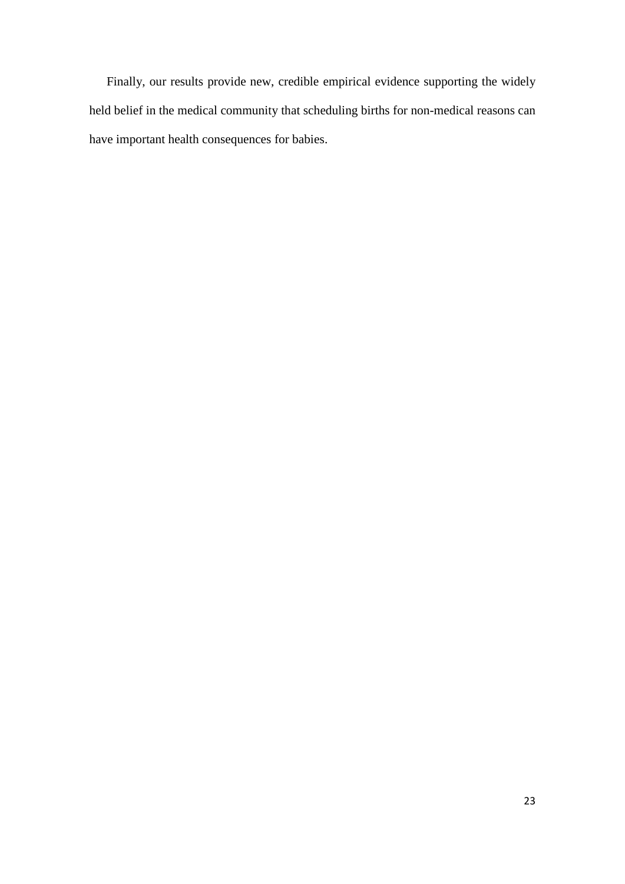Finally, our results provide new, credible empirical evidence supporting the widely held belief in the medical community that scheduling births for non-medical reasons can have important health consequences for babies.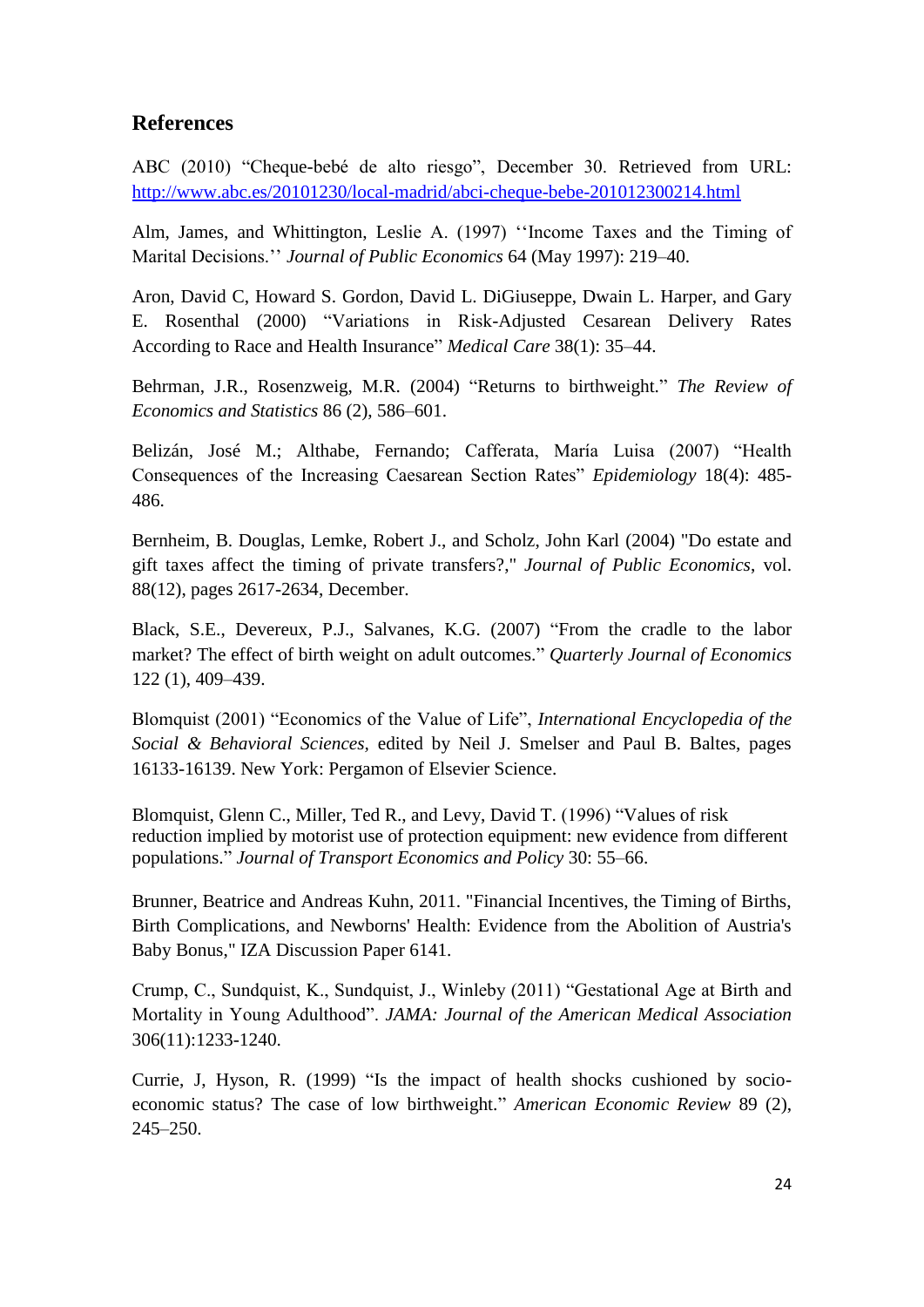## References

ABC (2010) "Cheque-bebé de alto riesgo", December 30. Retrieved from URL: [http://www.abc.es/20101230/local-madrid/abci-cheque-bebe-201012300214.html](http://www.abc.es/20101230/local-madrid/abci-cheque-bebe-201012300214.html)

Alm, James, and Whittington, Leslie A. (1997) ''Income Taxes and the Timing of Marital Decisions.'' *Journal of Public Economics* 64 (May 1997): 219–40.

Aron, David C, Howard S. Gordon, David L. DiGiuseppe, Dwain L. Harper, and Gary E. Rosenthal (2000) "Variations in Risk-Adjusted Cesarean Delivery Rates According to Race and Health Insurance" *Medical Care* 38(1): 35–44.

Behrman, J.R., Rosenzweig, M.R. (2004) "Returns to birthweight." *The Review of Economics and Statistics* 86 (2), 586–601.

Belizán, José M.; Althabe, Fernando; Cafferata, María Luisa (2007) "Health Consequences of the Increasing Caesarean Section Rates" *Epidemiology* 18(4): 485-486.

Bernheim, B. Douglas, Lemke, Robert J., and Scholz, John Karl (2004) "Do estate and gift taxes affect the timing of private transfers?," *Journal of Public Economics*, vol. 88(12), pages 2617-2634, December.

Black, S.E., Devereux, P.J., Salvanes, K.G. (2007) "From the cradle to the labor market? The effect of birth weight on adult outcomes." *Quarterly Journal of Economics* 122 (1), 409–439.

Blomquist (2001) "Economics of the Value of Life", *International Encyclopedia of the Social & Behavioral Sciences*, edited by Neil J. Smelser and Paul B. Baltes, pages 16133-16139. New York: Pergamon of Elsevier Science.

Blomquist, Glenn C., Miller, Ted R., and Levy, David T. (1996) "Values of risk reduction implied by motorist use of protection equipment: new evidence from different populations." *Journal of Transport Economics and Policy* 30: 55–66.

Brunner, Beatrice and Andreas Kuhn, 2011. "Financial Incentives, the Timing of Births, Birth Complications, and Newborns' Health: Evidence from the Abolition of Austria's Baby Bonus," IZA Discussion Paper 6141.

Crump, C., Sundquist, K., Sundquist, J., Winleby (2011) "Gestational Age at Birth and Mortality in Young Adulthood". *JAMA: Journal of the American Medical Association* 306(11):1233-1240.

Currie, J, Hyson, R. (1999) "Is the impact of health shocks cushioned by socio-economic status? The case of low birthweight." *American Economic Review* 89 (2), 245–250.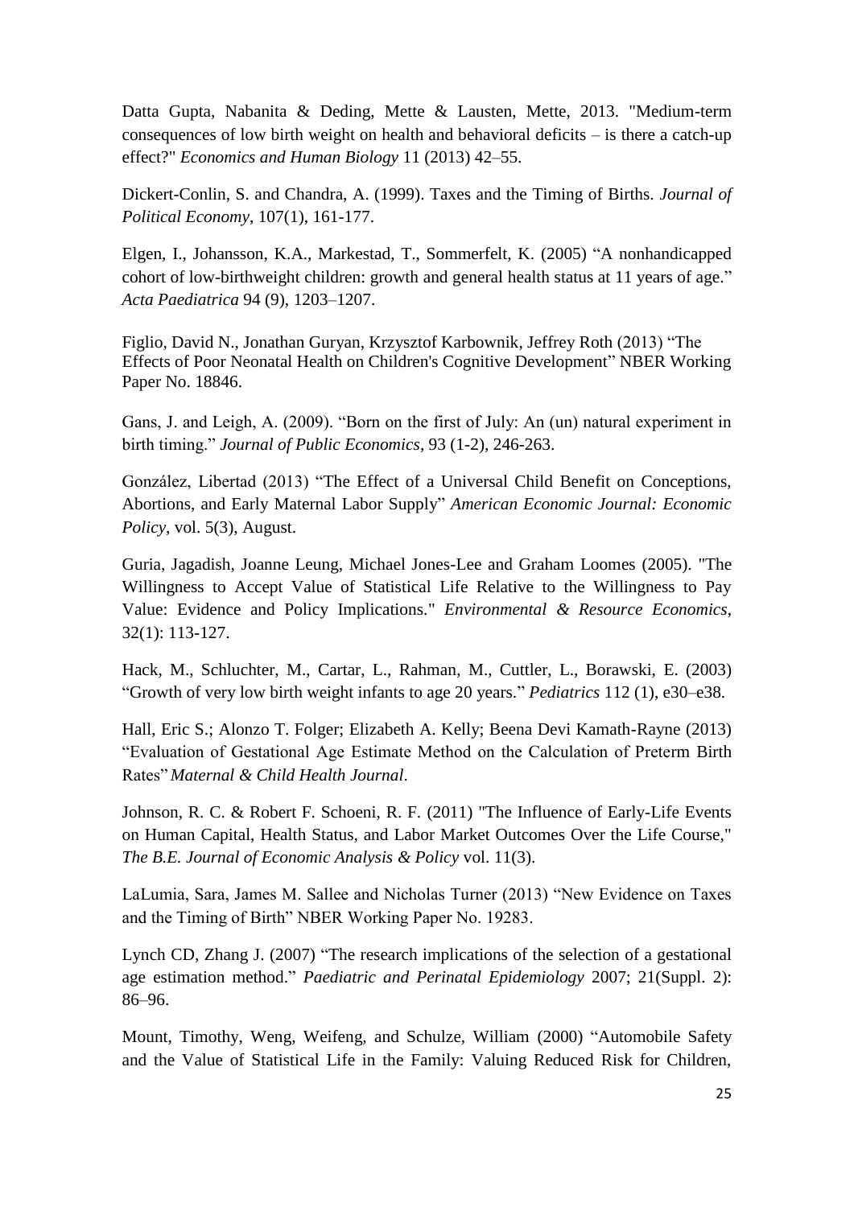Datta Gupta, Nabanita & Deding, Mette & Lausten, Mette, 2013. "Medium-term consequences of low birth weight on health and behavioral deficits – is there a catch-up effect?" *Economics and Human Biology* 11 (2013) 42–55.

Dickert-Conlin, S. and Chandra, A. (1999). Taxes and the Timing of Births. *Journal of Political Economy*, 107(1), 161-177.

Elgen, I., Johansson, K.A., Markestad, T., Sommerfelt, K. (2005) "A nonhandicapped cohort of low-birthweight children: growth and general health status at 11 years of age." *Acta Paediatrica* 94 (9), 1203–1207.

Figlio, David N., Jonathan Guryan, Krzysztof Karbownik, Jeffrey Roth (2013) "The Effects of Poor Neonatal Health on Children's Cognitive Development" NBER Working Paper No. 18846.

Gans, J. and Leigh, A. (2009). "Born on the first of July: An (un) natural experiment in birth timing." *Journal of Public Economics*, 93 (1-2), 246-263.

González, Libertad (2013) "The Effect of a Universal Child Benefit on Conceptions, Abortions, and Early Maternal Labor Supply" *American Economic Journal: Economic Policy*, vol. 5(3), August.

Guria, Jagadish, Joanne Leung, Michael Jones-Lee and Graham Loomes (2005). "The Willingness to Accept Value of Statistical Life Relative to the Willingness to Pay Value: Evidence and Policy Implications." *Environmental & Resource Economics*, 32(1): 113-127.

Hack, M., Schluchter, M., Cartar, L., Rahman, M., Cuttler, L., Borawski, E. (2003) "Growth of very low birth weight infants to age 20 years." *Pediatrics* 112 (1), e30–e38.

Hall, Eric S.; Alonzo T. Folger; Elizabeth A. Kelly; Beena Devi Kamath-Rayne (2013) "Evaluation of Gestational Age Estimate Method on the Calculation of Preterm Birth Rates" *Maternal & Child Health Journal*.

Johnson, R. C. & Robert F. Schoeni, R. F. (2011) "The Influence of Early-Life Events on Human Capital, Health Status, and Labor Market Outcomes Over the Life Course," *The B.E. Journal of Economic Analysis & Policy* vol. 11(3).

LaLumia, Sara, James M. Sallee and Nicholas Turner (2013) "New Evidence on Taxes and the Timing of Birth" NBER Working Paper No. 19283.

Lynch CD, Zhang J. (2007) "The research implications of the selection of a gestational age estimation method." *Paediatric and Perinatal Epidemiology* 2007; 21(Suppl. 2): 86–96.

Mount, Timothy, Weng, Weifeng, and Schulze, William (2000) "Automobile Safety and the Value of Statistical Life in the Family: Valuing Reduced Risk for Children,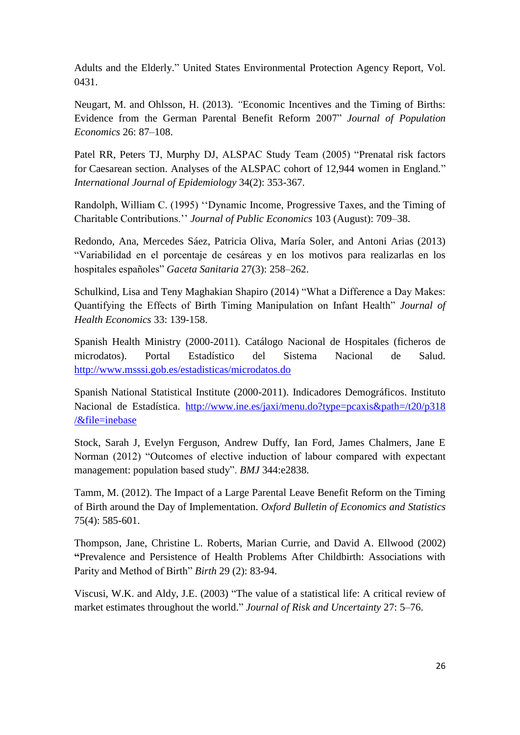Adults and the Elderly." United States Environmental Protection Agency Report, Vol. 0431.

Neugart, M. and Ohlsson, H. (2013). "Economic Incentives and the Timing of Births: Evidence from the German Parental Benefit Reform 2007" *Journal of Population Economics* 26: 87–108.

Patel RR, Peters TJ, Murphy DJ, ALSPAC Study Team (2005) "Prenatal risk factors for Caesarean section. Analyses of the ALSPAC cohort of 12,944 women in England." *International Journal of Epidemiology* 34(2): 353-367.

Randolph, William C. (1995) ''Dynamic Income, Progressive Taxes, and the Timing of Charitable Contributions.'' *Journal of Public Economics* 103 (August): 709–38.

Redondo, Ana, Mercedes Sáez, Patricia Oliva, María Soler, and Antoni Arias (2013) "Variabilidad en el porcentaje de cesáreas y en los motivos para realizarlas en los hospitales españoles" *Gaceta Sanitaria* 27(3): 258–262.

Schulkind, Lisa and Teny Maghakian Shapiro (2014) "What a Difference a Day Makes: Quantifying the Effects of Birth Timing Manipulation on Infant Health" *Journal of Health Economics* 33: 139-158.

Spanish Health Ministry (2000-2011). Catálogo Nacional de Hospitales (ficheros de microdatos). Portal Estadístico del Sistema Nacional de Salud. http://www.msssi.gob.es/estadisticas/microdatos.do

Spanish National Statistical Institute (2000-2011). Indicadores Demográficos. Instituto Nacional de Estadística. http://www.ine.es/jaxi/menu.do?type=pcaxis&path=/t20/p318/&file=inebase

Stock, Sarah J, Evelyn Ferguson, Andrew Duffy, Ian Ford, James Chalmers, Jane E Norman (2012) "Outcomes of elective induction of labour compared with expectant management: population based study". *BMJ* 344:e2838.

Tamm, M. (2012). The Impact of a Large Parental Leave Benefit Reform on the Timing of Birth around the Day of Implementation. *Oxford Bulletin of Economics and Statistics* 75(4): 585-601.

Thompson, Jane, Christine L. Roberts, Marian Currie, and David A. Ellwood (2002) **"**Prevalence and Persistence of Health Problems After Childbirth: Associations with Parity and Method of Birth" *Birth* 29 (2): 83-94.

Viscusi, W.K. and Aldy, J.E. (2003) "The value of a statistical life: A critical review of market estimates throughout the world." *Journal of Risk and Uncertainty* 27: 5–76.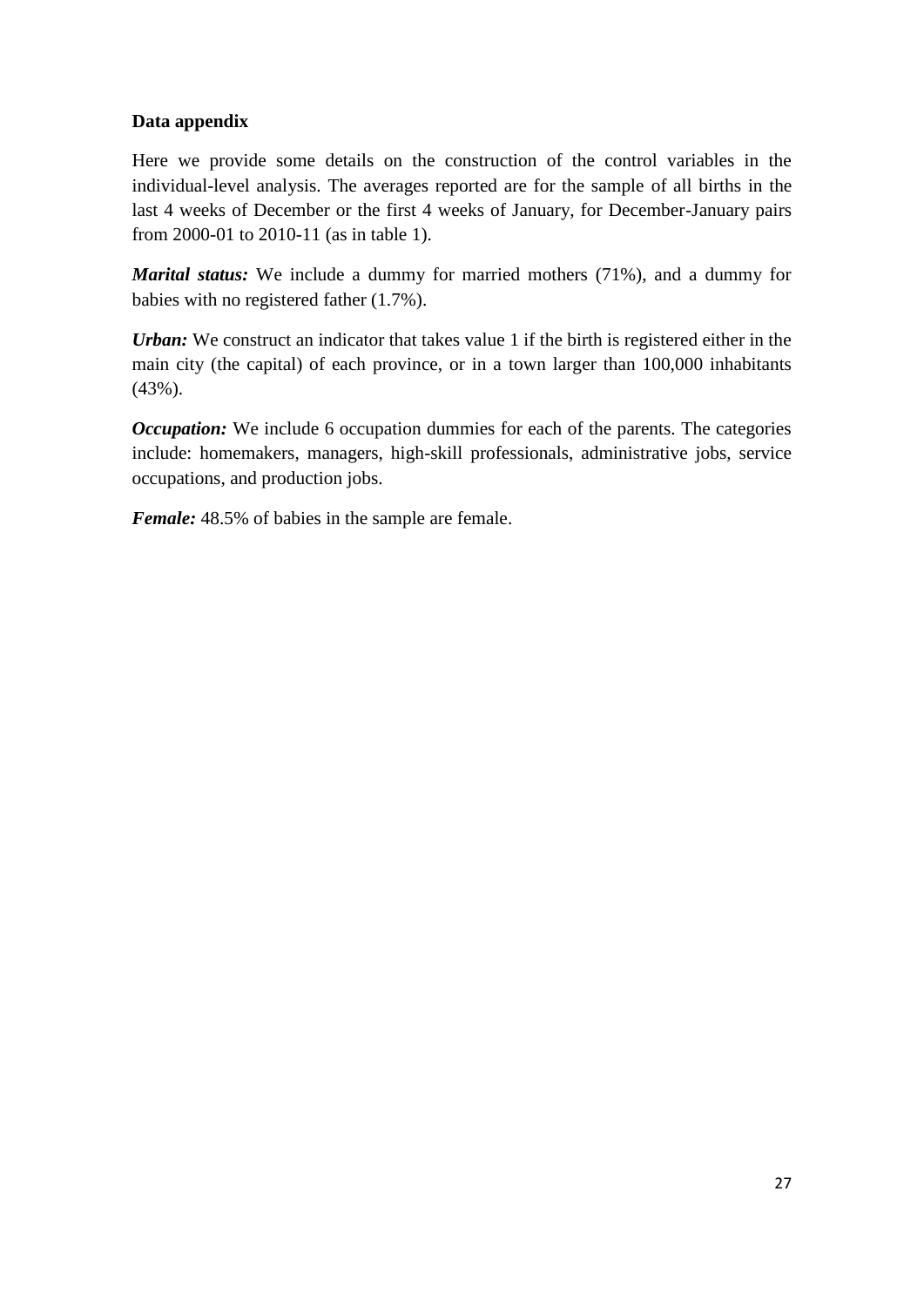**Data appendix**

Here we provide some details on the construction of the control variables in the individual-level analysis. The averages reported are for the sample of all births in the last 4 weeks of December or the first 4 weeks of January, for December-January pairs from 2000-01 to 2010-11 (as in table 1).

***Marital status:*** We include a dummy for married mothers (71%), and a dummy for babies with no registered father (1.7%).

***Urban:*** We construct an indicator that takes value 1 if the birth is registered either in the main city (the capital) of each province, or in a town larger than 100,000 inhabitants (43%).

***Occupation:*** We include 6 occupation dummies for each of the parents. The categories include: homemakers, managers, high-skill professionals, administrative jobs, service occupations, and production jobs.

***Female:*** 48.5% of babies in the sample are female.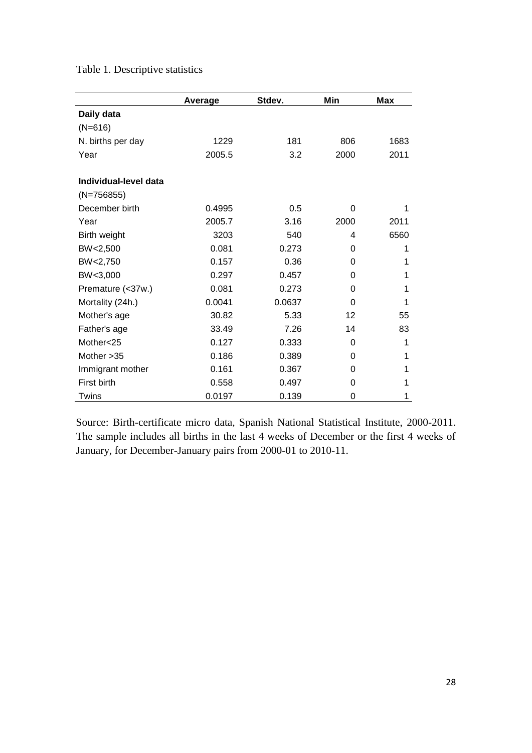Table 1. Descriptive statistics

| | Average | Stdev. | Min | Max |
|---|---|---|---|---|
| **Daily data** | | | | |
| (N=616) | | | | |
| N. births per day | 1229 | 181 | 806 | 1683 |
| Year | 2005.5 | 3.2 | 2000 | 2011 |
| | | | | |
| **Individual-level data** | | | | |
| (N=756855) | | | | |
| December birth | 0.4995 | 0.5 | 0 | 1 |
| Year | 2005.7 | 3.16 | 2000 | 2011 |
| Birth weight | 3203 | 540 | 4 | 6560 |
| BW<2,500 | 0.081 | 0.273 | 0 | 1 |
| BW<2,750 | 0.157 | 0.36 | 0 | 1 |
| BW<3,000 | 0.297 | 0.457 | 0 | 1 |
| Premature (<37w.) | 0.081 | 0.273 | 0 | 1 |
| Mortality (24h.) | 0.0041 | 0.0637 | 0 | 1 |
| Mother's age | 30.82 | 5.33 | 12 | 55 |
| Father's age | 33.49 | 7.26 | 14 | 83 |
| Mother<25 | 0.127 | 0.333 | 0 | 1 |
| Mother >35 | 0.186 | 0.389 | 0 | 1 |
| Immigrant mother | 0.161 | 0.367 | 0 | 1 |
| First birth | 0.558 | 0.497 | 0 | 1 |
| Twins | 0.0197 | 0.139 | 0 | 1 |

Source: Birth-certificate micro data, Spanish National Statistical Institute, 2000-2011. The sample includes all births in the last 4 weeks of December or the first 4 weeks of January, for December-January pairs from 2000-01 to 2010-11.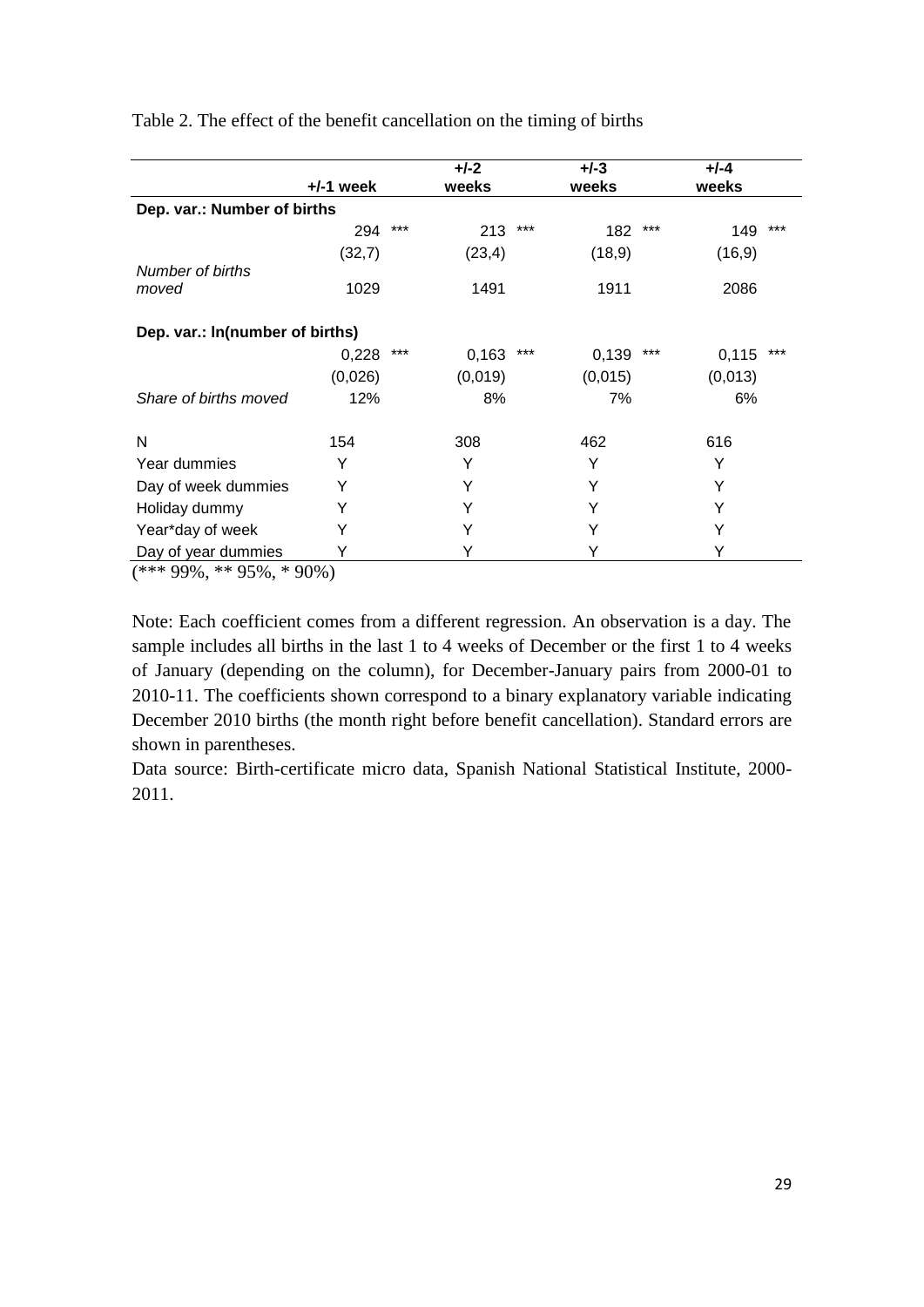Table 2. The effect of the benefit cancellation on the timing of births

| | +/-1 week | +/-2 weeks | +/-3 weeks | +/-4 weeks |
|---|---|---|---|---|
| **Dep. var.: Number of births** | | | | |
| | 294 *** | 213 *** | 182 *** | 149 *** |
| | (32,7) | (23,4) | (18,9) | (16,9) |
| *Number of births moved* | 1029 | 1491 | 1911 | 2086 |
| **Dep. var.: ln(number of births)** | | | | |
| | 0,228 *** | 0,163 *** | 0,139 *** | 0,115 *** |
| | (0,026) | (0,019) | (0,015) | (0,013) |
| *Share of births moved* | 12% | 8% | 7% | 6% |
| N | 154 | 308 | 462 | 616 |
| Year dummies | Y | Y | Y | Y |
| Day of week dummies | Y | Y | Y | Y |
| Holiday dummy | Y | Y | Y | Y |
| Year*day of week | Y | Y | Y | Y |
| Day of year dummies | Y | Y | Y | Y |

(*** 99%, ** 95%, * 90%)

Note: Each coefficient comes from a different regression. An observation is a day. The sample includes all births in the last 1 to 4 weeks of December or the first 1 to 4 weeks of January (depending on the column), for December-January pairs from 2000-01 to 2010-11. The coefficients shown correspond to a binary explanatory variable indicating December 2010 births (the month right before benefit cancellation). Standard errors are shown in parentheses.

Data source: Birth-certificate micro data, Spanish National Statistical Institute, 2000-2011.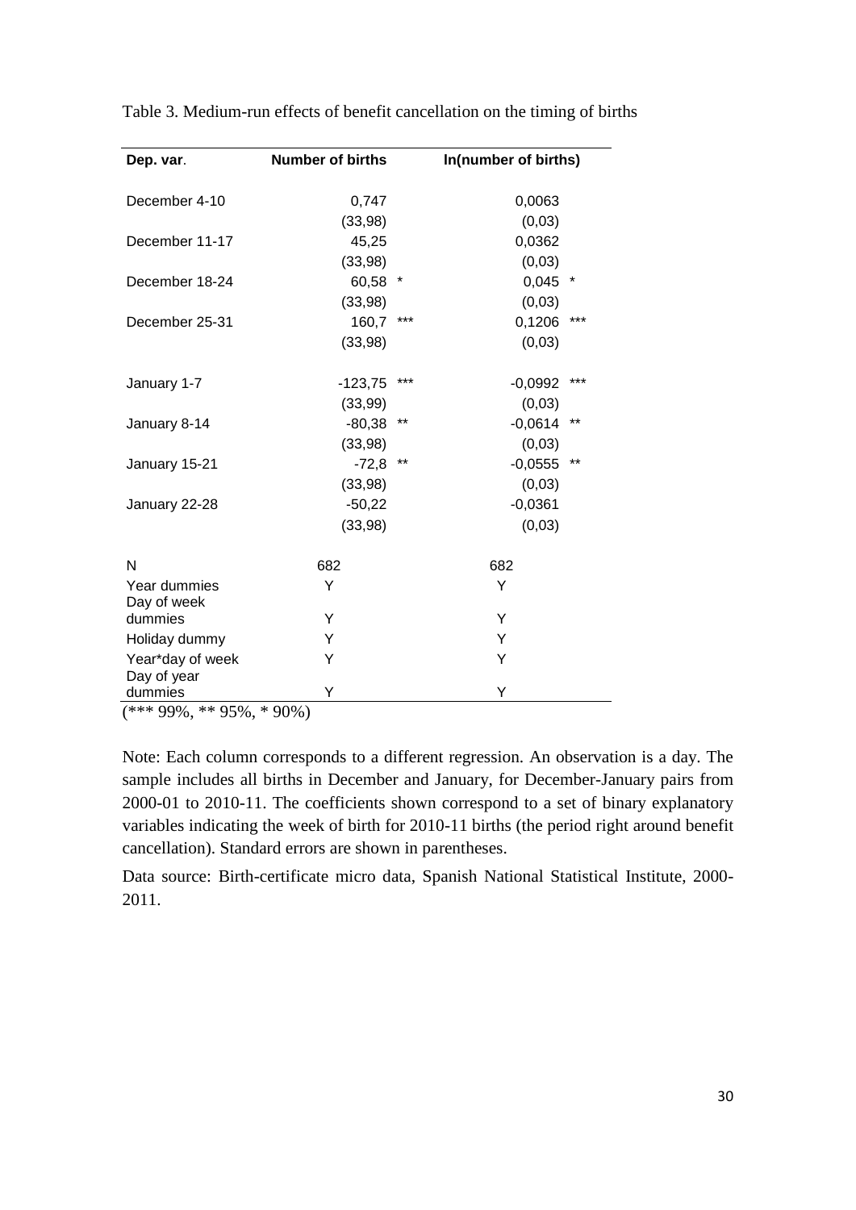Table 3. Medium-run effects of benefit cancellation on the timing of births

| Dep. var. | Number of births | ln(number of births) |
|---|---|---|
| December 4-10 | 0,747 | 0,0063 |
| | (33,98) | (0,03) |
| December 11-17 | 45,25 | 0,0362 |
| | (33,98) | (0,03) |
| December 18-24 | 60,58 * | 0,045 * |
| | (33,98) | (0,03) |
| December 25-31 | 160,7 *** | 0,1206 *** |
| | (33,98) | (0,03) |
| January 1-7 | -123,75 *** | -0,0992 *** |
| | (33,99) | (0,03) |
| January 8-14 | -80,38 ** | -0,0614 ** |
| | (33,98) | (0,03) |
| January 15-21 | -72,8 ** | -0,0555 ** |
| | (33,98) | (0,03) |
| January 22-28 | -50,22 | -0,0361 |
| | (33,98) | (0,03) |
| N | 682 | 682 |
| Year dummies | Y | Y |
| Day of week dummies | Y | Y |
| Holiday dummy | Y | Y |
| Year*day of week | Y | Y |
| Day of year dummies | Y | Y |

(*** 99%, ** 95%, * 90%)

Note: Each column corresponds to a different regression. An observation is a day. The sample includes all births in December and January, for December-January pairs from 2000-01 to 2010-11. The coefficients shown correspond to a set of binary explanatory variables indicating the week of birth for 2010-11 births (the period right around benefit cancellation). Standard errors are shown in parentheses.

Data source: Birth-certificate micro data, Spanish National Statistical Institute, 2000-2011.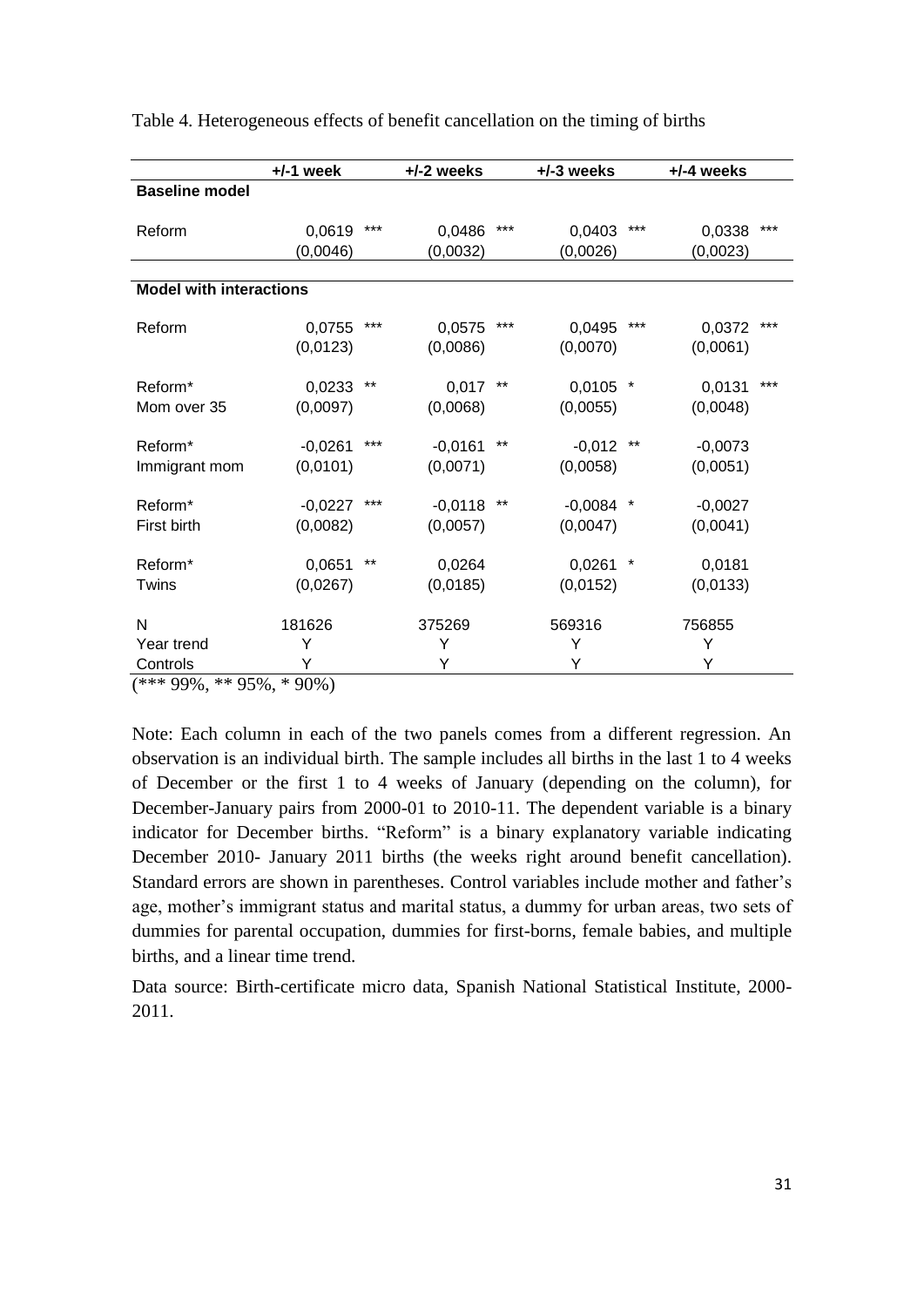Table 4. Heterogeneous effects of benefit cancellation on the timing of births

| | +/-1 week | | +/-2 weeks | | +/-3 weeks | | +/-4 weeks | |
|---|---|---|---|---|---|---|---|---|
| **Baseline model** | | | | | | | | |
| Reform | 0,0619 | *** | 0,0486 | *** | 0,0403 | *** | 0,0338 | *** |
| | (0,0046) | | (0,0032) | | (0,0026) | | (0,0023) | |
| **Model with interactions** | | | | | | | | |
| Reform | 0,0755 | *** | 0,0575 | *** | 0,0495 | *** | 0,0372 | *** |
| | (0,0123) | | (0,0086) | | (0,0070) | | (0,0061) | |
| Reform* Mom over 35 | 0,0233 | ** | 0,017 | ** | 0,0105 | * | 0,0131 | *** |
| | (0,0097) | | (0,0068) | | (0,0055) | | (0,0048) | |
| Reform* Immigrant mom | -0,0261 | *** | -0,0161 | ** | -0,012 | ** | -0,0073 | |
| | (0,0101) | | (0,0071) | | (0,0058) | | (0,0051) | |
| Reform* First birth | -0,0227 | *** | -0,0118 | ** | -0,0084 | * | -0,0027 | |
| | (0,0082) | | (0,0057) | | (0,0047) | | (0,0041) | |
| Reform* Twins | 0,0651 | ** | 0,0264 | | 0,0261 | * | 0,0181 | |
| | (0,0267) | | (0,0185) | | (0,0152) | | (0,0133) | |
| N | 181626 | | 375269 | | 569316 | | 756855 | |
| Year trend | Y | | Y | | Y | | Y | |
| Controls | Y | | Y | | Y | | Y | |

(*** 99%, ** 95%, * 90%)

Note: Each column in each of the two panels comes from a different regression. An observation is an individual birth. The sample includes all births in the last 1 to 4 weeks of December or the first 1 to 4 weeks of January (depending on the column), for December-January pairs from 2000-01 to 2010-11. The dependent variable is a binary indicator for December births. "Reform" is a binary explanatory variable indicating December 2010- January 2011 births (the weeks right around benefit cancellation). Standard errors are shown in parentheses. Control variables include mother and father's age, mother's immigrant status and marital status, a dummy for urban areas, two sets of dummies for parental occupation, dummies for first-borns, female babies, and multiple births, and a linear time trend.

Data source: Birth-certificate micro data, Spanish National Statistical Institute, 2000-2011.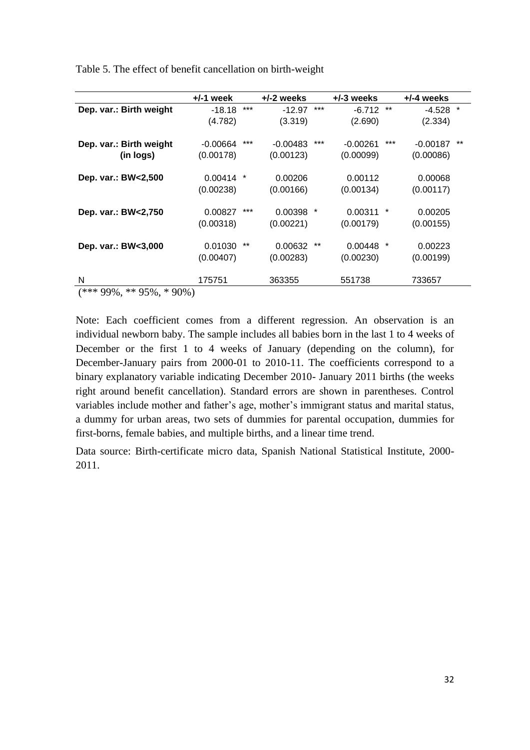Table 5. The effect of benefit cancellation on birth-weight

| | +/-1 week | +/-2 weeks | +/-3 weeks | +/-4 weeks |
|---|---|---|---|---|
| **Dep. var.: Birth weight** | -18.18 *** | -12.97 *** | -6.712 ** | -4.528 * |
| | (4.782) | (3.319) | (2.690) | (2.334) |
| **Dep. var.: Birth weight (in logs)** | -0.00664 *** | -0.00483 *** | -0.00261 *** | -0.00187 ** |
| | (0.00178) | (0.00123) | (0.00099) | (0.00086) |
| **Dep. var.: BW<2,500** | 0.00414 * | 0.00206 | 0.00112 | 0.00068 |
| | (0.00238) | (0.00166) | (0.00134) | (0.00117) |
| **Dep. var.: BW<2,750** | 0.00827 *** | 0.00398 * | 0.00311 * | 0.00205 |
| | (0.00318) | (0.00221) | (0.00179) | (0.00155) |
| **Dep. var.: BW<3,000** | 0.01030 ** | 0.00632 ** | 0.00448 * | 0.00223 |
| | (0.00407) | (0.00283) | (0.00230) | (0.00199) |
| N | 175751 | 363355 | 551738 | 733657 |

(*** 99%, ** 95%, * 90%)

Note: Each coefficient comes from a different regression. An observation is an individual newborn baby. The sample includes all babies born in the last 1 to 4 weeks of December or the first 1 to 4 weeks of January (depending on the column), for December-January pairs from 2000-01 to 2010-11. The coefficients correspond to a binary explanatory variable indicating December 2010- January 2011 births (the weeks right around benefit cancellation). Standard errors are shown in parentheses. Control variables include mother and father's age, mother's immigrant status and marital status, a dummy for urban areas, two sets of dummies for parental occupation, dummies for first-borns, female babies, and multiple births, and a linear time trend.

Data source: Birth-certificate micro data, Spanish National Statistical Institute, 2000-2011.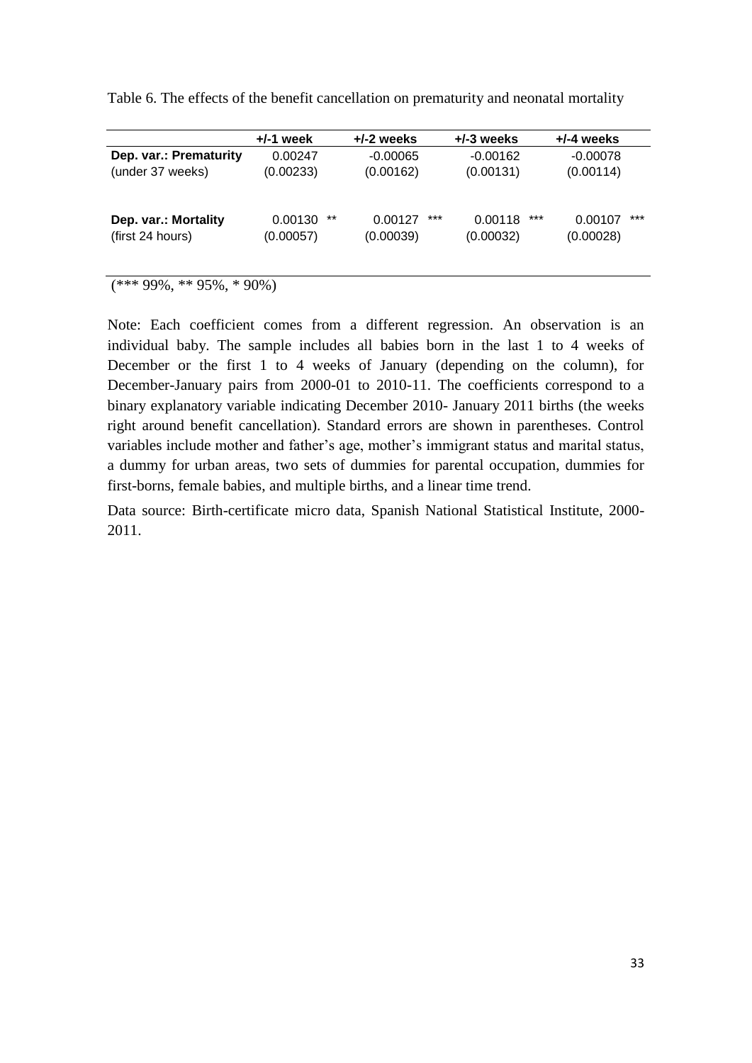Table 6. The effects of the benefit cancellation on prematurity and neonatal mortality

| | +/-1 week | +/-2 weeks | +/-3 weeks | +/-4 weeks |
|---|---|---|---|---|
| **Dep. var.: Prematurity** | 0.00247 | -0.00065 | -0.00162 | -0.00078 |
| (under 37 weeks) | (0.00233) | (0.00162) | (0.00131) | (0.00114) |
| **Dep. var.: Mortality** | 0.00130 ** | 0.00127 *** | 0.00118 *** | 0.00107 *** |
| (first 24 hours) | (0.00057) | (0.00039) | (0.00032) | (0.00028) |

(*** 99%, ** 95%, * 90%)

Note: Each coefficient comes from a different regression. An observation is an individual baby. The sample includes all babies born in the last 1 to 4 weeks of December or the first 1 to 4 weeks of January (depending on the column), for December-January pairs from 2000-01 to 2010-11. The coefficients correspond to a binary explanatory variable indicating December 2010- January 2011 births (the weeks right around benefit cancellation). Standard errors are shown in parentheses. Control variables include mother and father's age, mother's immigrant status and marital status, a dummy for urban areas, two sets of dummies for parental occupation, dummies for first-borns, female babies, and multiple births, and a linear time trend.

Data source: Birth-certificate micro data, Spanish National Statistical Institute, 2000-2011.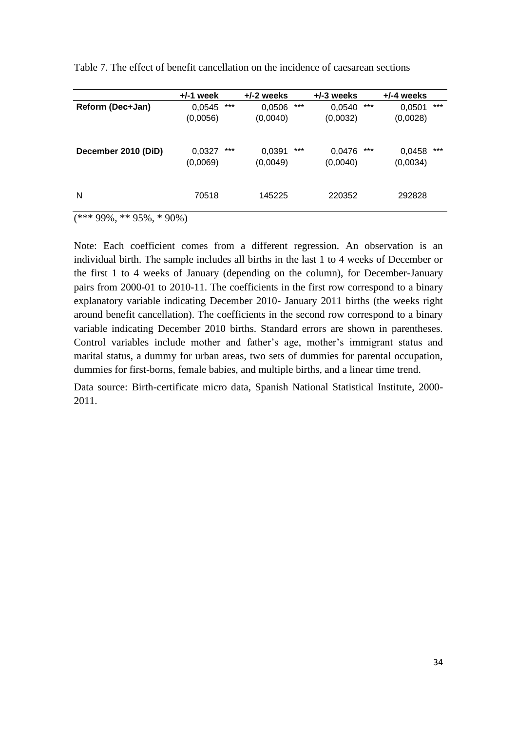Table 7. The effect of benefit cancellation on the incidence of caesarean sections

| | +/-1 week | +/-2 weeks | +/-3 weeks | +/-4 weeks |
|---|---|---|---|---|
| **Reform (Dec+Jan)** | 0,0545 *** | 0,0506 *** | 0,0540 *** | 0,0501 *** |
| | (0,0056) | (0,0040) | (0,0032) | (0,0028) |
| **December 2010 (DiD)** | 0,0327 *** | 0,0391 *** | 0,0476 *** | 0,0458 *** |
| | (0,0069) | (0,0049) | (0,0040) | (0,0034) |
| N | 70518 | 145225 | 220352 | 292828 |

(*** 99%, ** 95%, * 90%)

Note: Each coefficient comes from a different regression. An observation is an individual birth. The sample includes all births in the last 1 to 4 weeks of December or the first 1 to 4 weeks of January (depending on the column), for December-January pairs from 2000-01 to 2010-11. The coefficients in the first row correspond to a binary explanatory variable indicating December 2010- January 2011 births (the weeks right around benefit cancellation). The coefficients in the second row correspond to a binary variable indicating December 2010 births. Standard errors are shown in parentheses. Control variables include mother and father's age, mother's immigrant status and marital status, a dummy for urban areas, two sets of dummies for parental occupation, dummies for first-borns, female babies, and multiple births, and a linear time trend.

Data source: Birth-certificate micro data, Spanish National Statistical Institute, 2000-2011.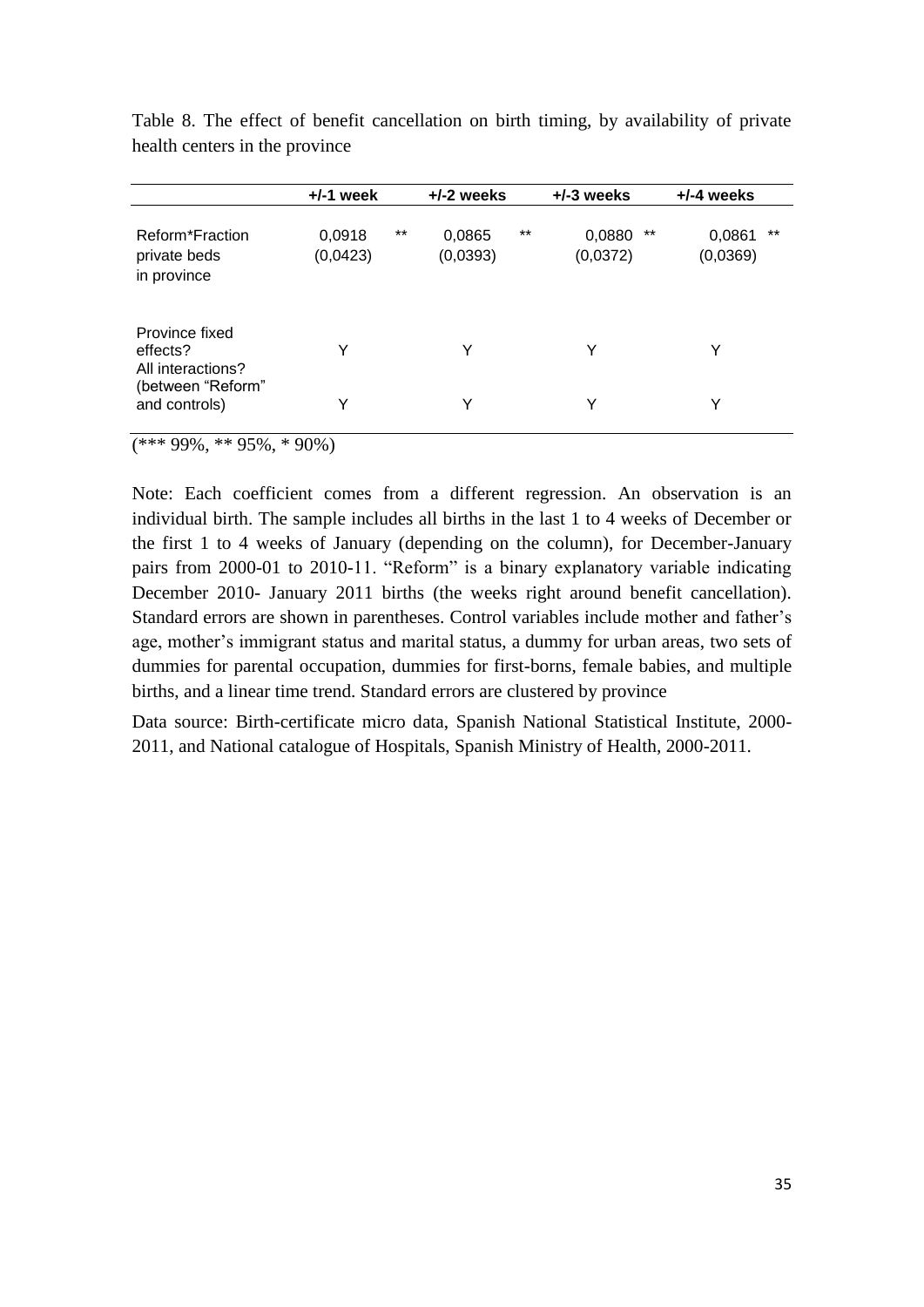Table 8. The effect of benefit cancellation on birth timing, by availability of private health centers in the province

| | +/-1 week | +/-2 weeks | +/-3 weeks | +/-4 weeks |
|---|---|---|---|---|
| Reform*Fraction private beds in province | 0,0918 ** (0,0423) | 0,0865 ** (0,0393) | 0,0880 ** (0,0372) | 0,0861 ** (0,0369) |
| Province fixed effects? | Y | Y | Y | Y |
| All interactions? (between "Reform" and controls) | Y | Y | Y | Y |

(*** 99%, ** 95%, * 90%)

Note: Each coefficient comes from a different regression. An observation is an individual birth. The sample includes all births in the last 1 to 4 weeks of December or the first 1 to 4 weeks of January (depending on the column), for December-January pairs from 2000-01 to 2010-11. "Reform" is a binary explanatory variable indicating December 2010- January 2011 births (the weeks right around benefit cancellation). Standard errors are shown in parentheses. Control variables include mother and father's age, mother's immigrant status and marital status, a dummy for urban areas, two sets of dummies for parental occupation, dummies for first-borns, female babies, and multiple births, and a linear time trend. Standard errors are clustered by province

Data source: Birth-certificate micro data, Spanish National Statistical Institute, 2000-2011, and National catalogue of Hospitals, Spanish Ministry of Health, 2000-2011.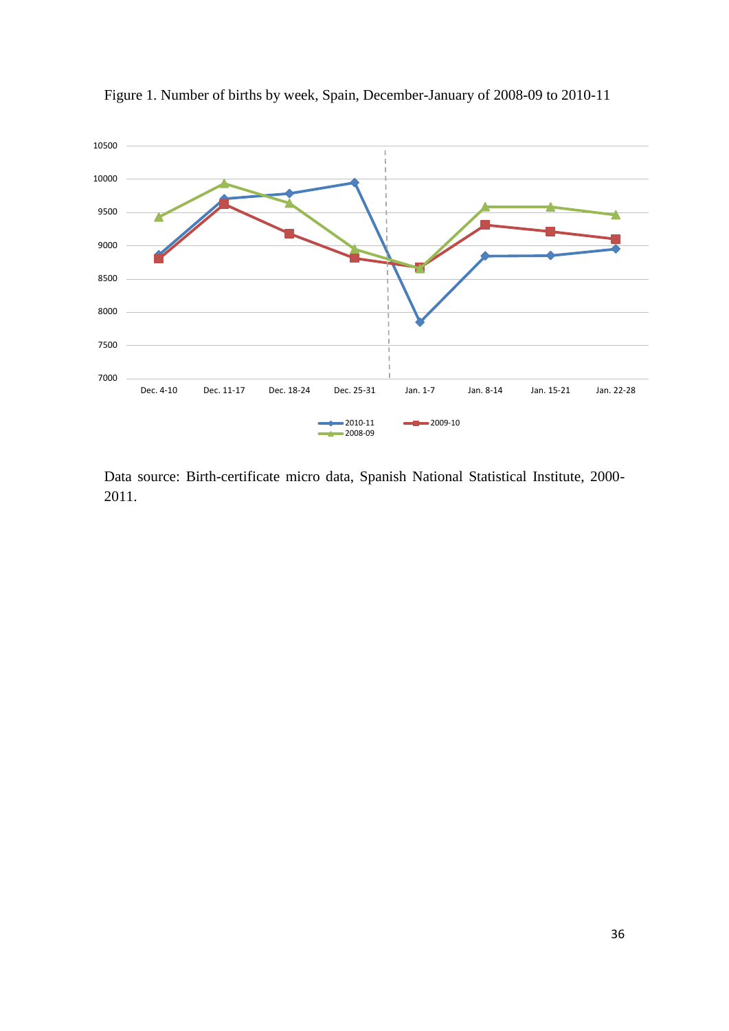Figure 1. Number of births by week, Spain, December-January of 2008-09 to 2010-11

Data source: Birth-certificate micro data, Spanish National Statistical Institute, 2000-2011.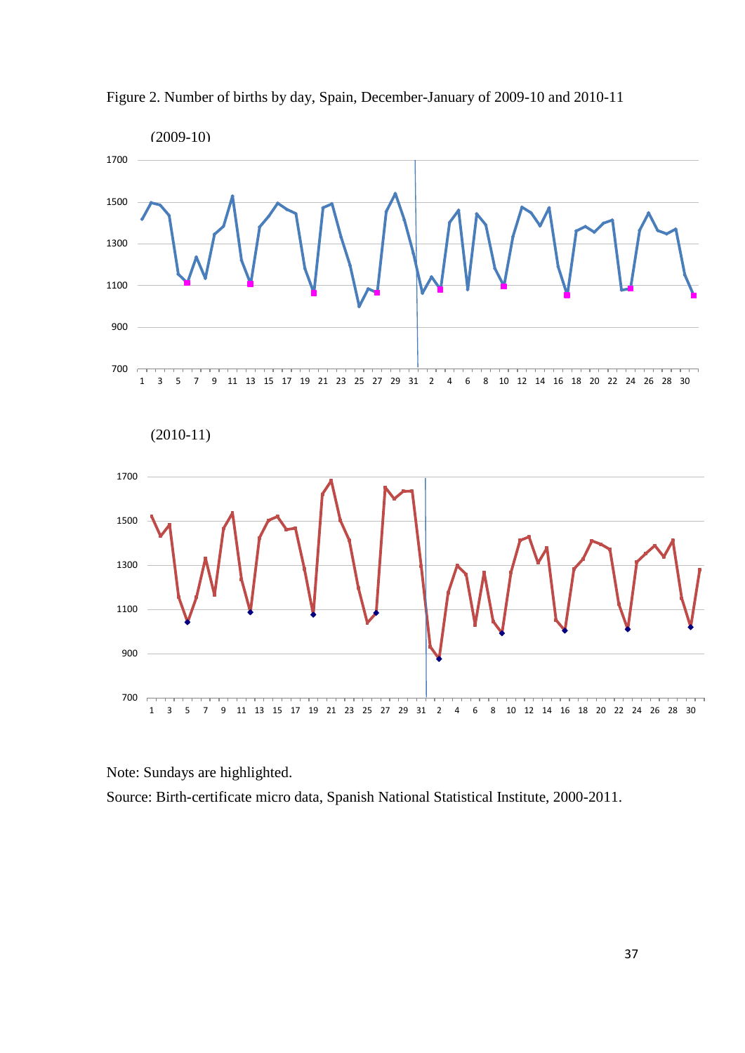Figure 2. Number of births by day, Spain, December-January of 2009-10 and 2010-11

(2009-10)

(2010-11)

Note: Sundays are highlighted.

Source: Birth-certificate micro data, Spanish National Statistical Institute, 2000-2011.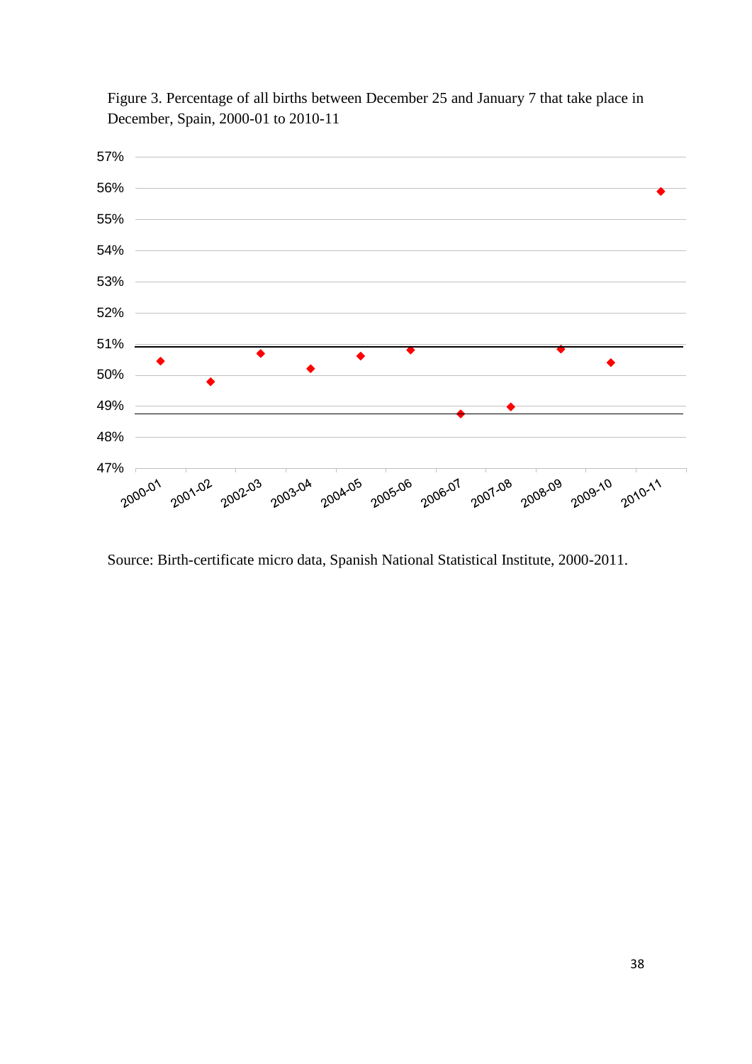Figure 3. Percentage of all births between December 25 and January 7 that take place in December, Spain, 2000-01 to 2010-11

Source: Birth-certificate micro data, Spanish National Statistical Institute, 2000-2011.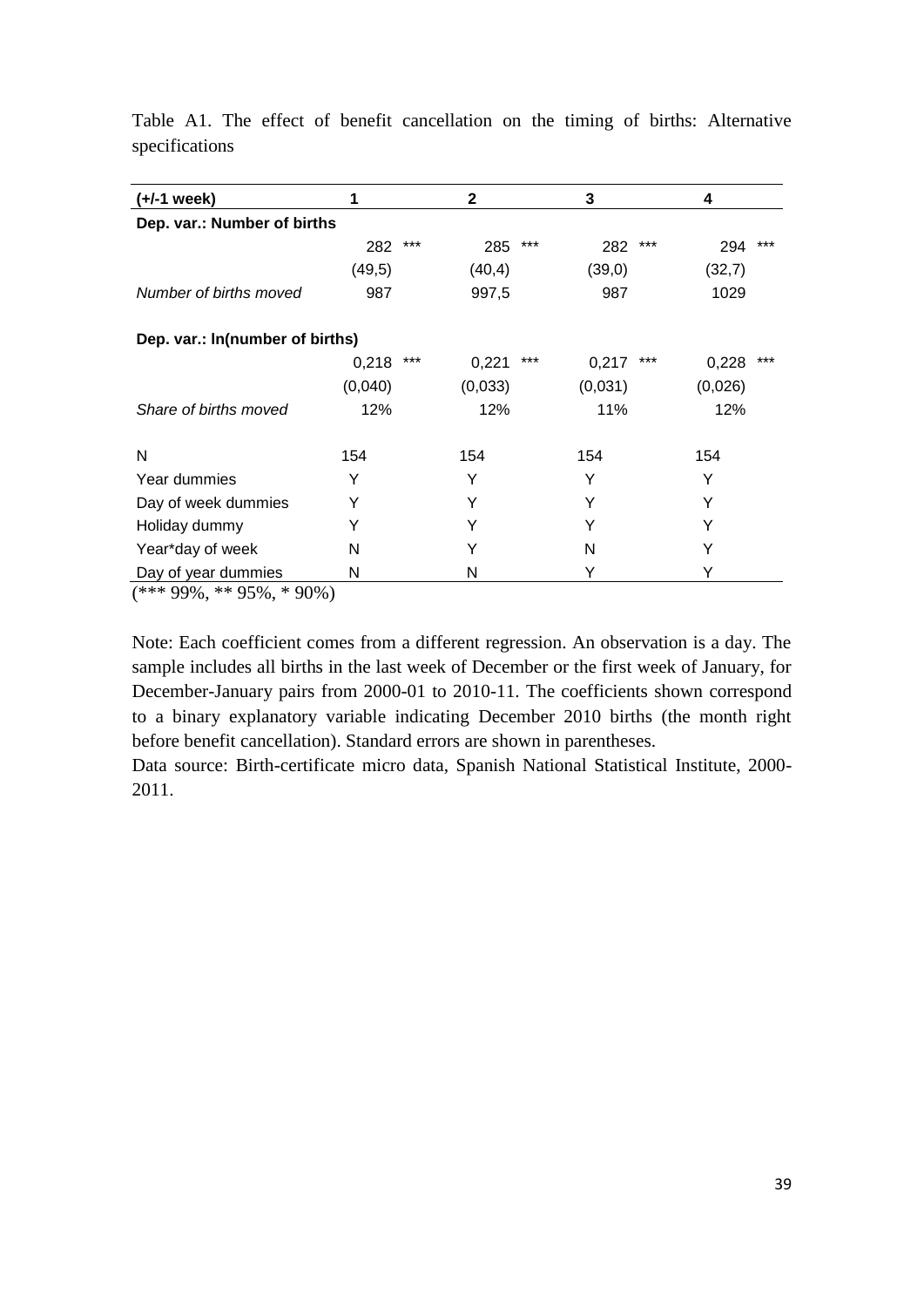Table A1. The effect of benefit cancellation on the timing of births: Alternative specifications

| (+/-1 week) | 1 | | 2 | | 3 | | 4 | |
|---|---|---|---|---|---|---|---|---|
| **Dep. var.: Number of births** | | | | | | | | |
| | 282 | *** | 285 | *** | 282 | *** | 294 | *** |
| | (49,5) | | (40,4) | | (39,0) | | (32,7) | |
| *Number of births moved* | 987 | | 997,5 | | 987 | | 1029 | |
| **Dep. var.: ln(number of births)** | | | | | | | | |
| | 0,218 | *** | 0,221 | *** | 0,217 | *** | 0,228 | *** |
| | (0,040) | | (0,033) | | (0,031) | | (0,026) | |
| *Share of births moved* | 12% | | 12% | | 11% | | 12% | |
| N | 154 | | 154 | | 154 | | 154 | |
| Year dummies | Y | | Y | | Y | | Y | |
| Day of week dummies | Y | | Y | | Y | | Y | |
| Holiday dummy | Y | | Y | | Y | | Y | |
| Year*day of week | N | | Y | | N | | Y | |
| Day of year dummies | N | | N | | Y | | Y | |

(*** 99%, ** 95%, * 90%)

Note: Each coefficient comes from a different regression. An observation is a day. The sample includes all births in the last week of December or the first week of January, for December-January pairs from 2000-01 to 2010-11. The coefficients shown correspond to a binary explanatory variable indicating December 2010 births (the month right before benefit cancellation). Standard errors are shown in parentheses.

Data source: Birth-certificate micro data, Spanish National Statistical Institute, 2000-2011.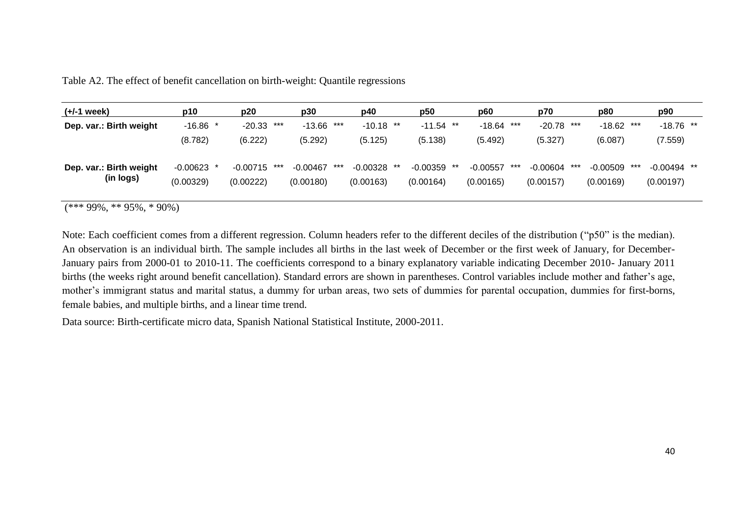Table A2. The effect of benefit cancellation on birth-weight: Quantile regressions

| (+/-1 week) | p10 | p20 | p30 | p40 | p50 | p60 | p70 | p80 | p90 |
|---|---|---|---|---|---|---|---|---|---|
| **Dep. var.: Birth weight** | -16.86 * | -20.33 *** | -13.66 *** | -10.18 ** | -11.54 ** | -18.64 *** | -20.78 *** | -18.62 *** | -18.76 ** |
| | (8.782) | (6.222) | (5.292) | (5.125) | (5.138) | (5.492) | (5.327) | (6.087) | (7.559) |
| **Dep. var.: Birth weight (in logs)** | -0.00623 * | -0.00715 *** | -0.00467 *** | -0.00328 ** | -0.00359 ** | -0.00557 *** | -0.00604 *** | -0.00509 *** | -0.00494 ** |
| | (0.00329) | (0.00222) | (0.00180) | (0.00163) | (0.00164) | (0.00165) | (0.00157) | (0.00169) | (0.00197) |

(*** 99%, ** 95%, * 90%)

Note: Each coefficient comes from a different regression. Column headers refer to the different deciles of the distribution ("p50" is the median). An observation is an individual birth. The sample includes all births in the last week of December or the first week of January, for December-January pairs from 2000-01 to 2010-11. The coefficients correspond to a binary explanatory variable indicating December 2010- January 2011 births (the weeks right around benefit cancellation). Standard errors are shown in parentheses. Control variables include mother and father's age, mother's immigrant status and marital status, a dummy for urban areas, two sets of dummies for parental occupation, dummies for first-borns, female babies, and multiple births, and a linear time trend.

Data source: Birth-certificate micro data, Spanish National Statistical Institute, 2000-2011.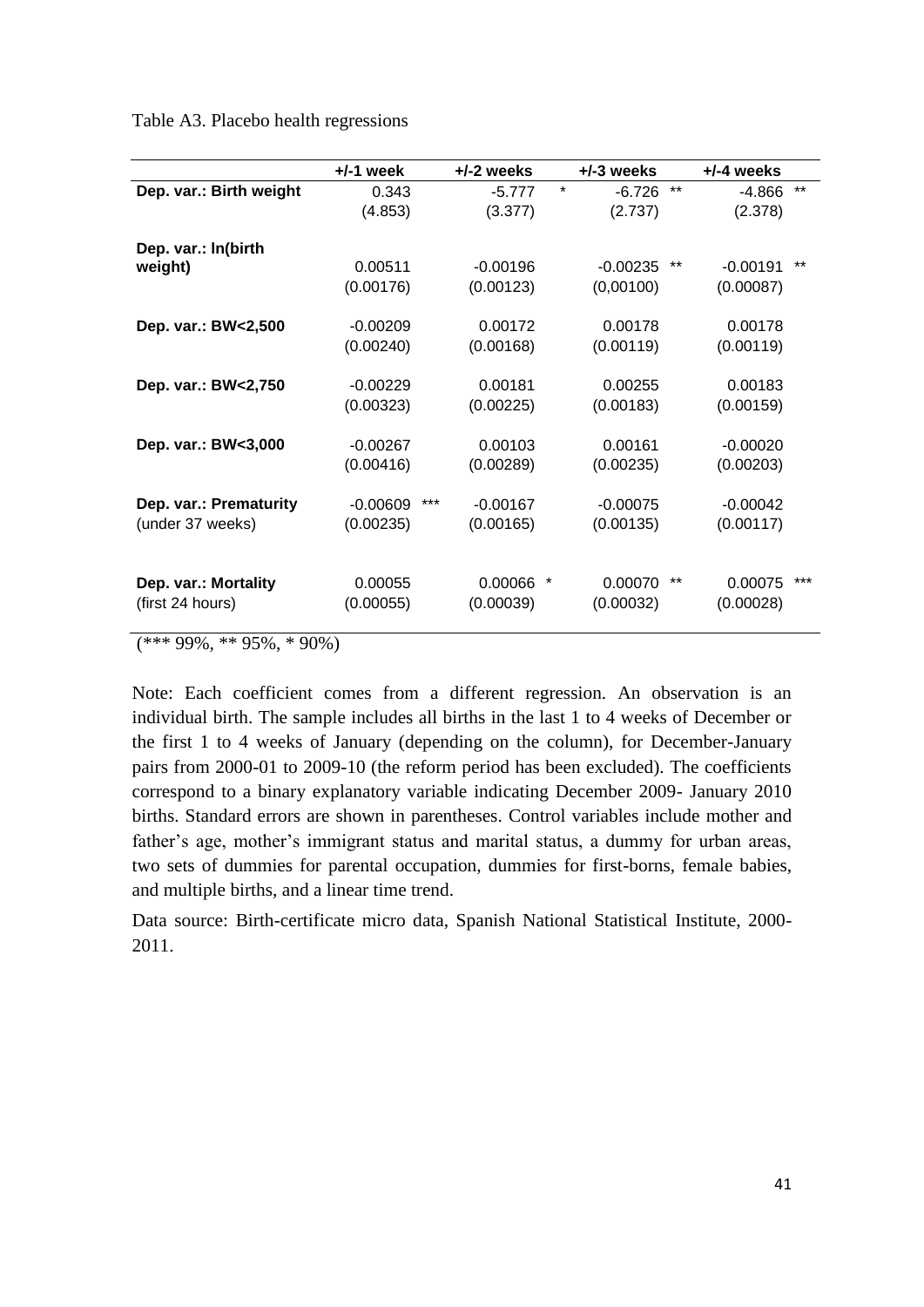Table A3. Placebo health regressions

| | +/-1 week | +/-2 weeks | +/-3 weeks | +/-4 weeks |
|---|---|---|---|---|
| **Dep. var.: Birth weight** | 0.343 | -5.777 * | -6.726 ** | -4.866 ** |
| | (4.853) | (3.377) | (2.737) | (2.378) |
| **Dep. var.: ln(birth weight)** | 0.00511 | -0.00196 | -0.00235 ** | -0.00191 ** |
| | (0.00176) | (0.00123) | (0,00100) | (0.00087) |
| **Dep. var.: BW<2,500** | -0.00209 | 0.00172 | 0.00178 | 0.00178 |
| | (0.00240) | (0.00168) | (0.00119) | (0.00119) |
| **Dep. var.: BW<2,750** | -0.00229 | 0.00181 | 0.00255 | 0.00183 |
| | (0.00323) | (0.00225) | (0.00183) | (0.00159) |
| **Dep. var.: BW<3,000** | -0.00267 | 0.00103 | 0.00161 | -0.00020 |
| | (0.00416) | (0.00289) | (0.00235) | (0.00203) |
| **Dep. var.: Prematurity** (under 37 weeks) | -0.00609 *** | -0.00167 | -0.00075 | -0.00042 |
| | (0.00235) | (0.00165) | (0.00135) | (0.00117) |
| **Dep. var.: Mortality** (first 24 hours) | 0.00055 | 0.00066 * | 0.00070 ** | 0.00075 *** |
| | (0.00055) | (0.00039) | (0.00032) | (0.00028) |

(*** 99%, ** 95%, * 90%)

Note: Each coefficient comes from a different regression. An observation is an individual birth. The sample includes all births in the last 1 to 4 weeks of December or the first 1 to 4 weeks of January (depending on the column), for December-January pairs from 2000-01 to 2009-10 (the reform period has been excluded). The coefficients correspond to a binary explanatory variable indicating December 2009- January 2010 births. Standard errors are shown in parentheses. Control variables include mother and father's age, mother's immigrant status and marital status, a dummy for urban areas, two sets of dummies for parental occupation, dummies for first-borns, female babies, and multiple births, and a linear time trend.

Data source: Birth-certificate micro data, Spanish National Statistical Institute, 2000-2011.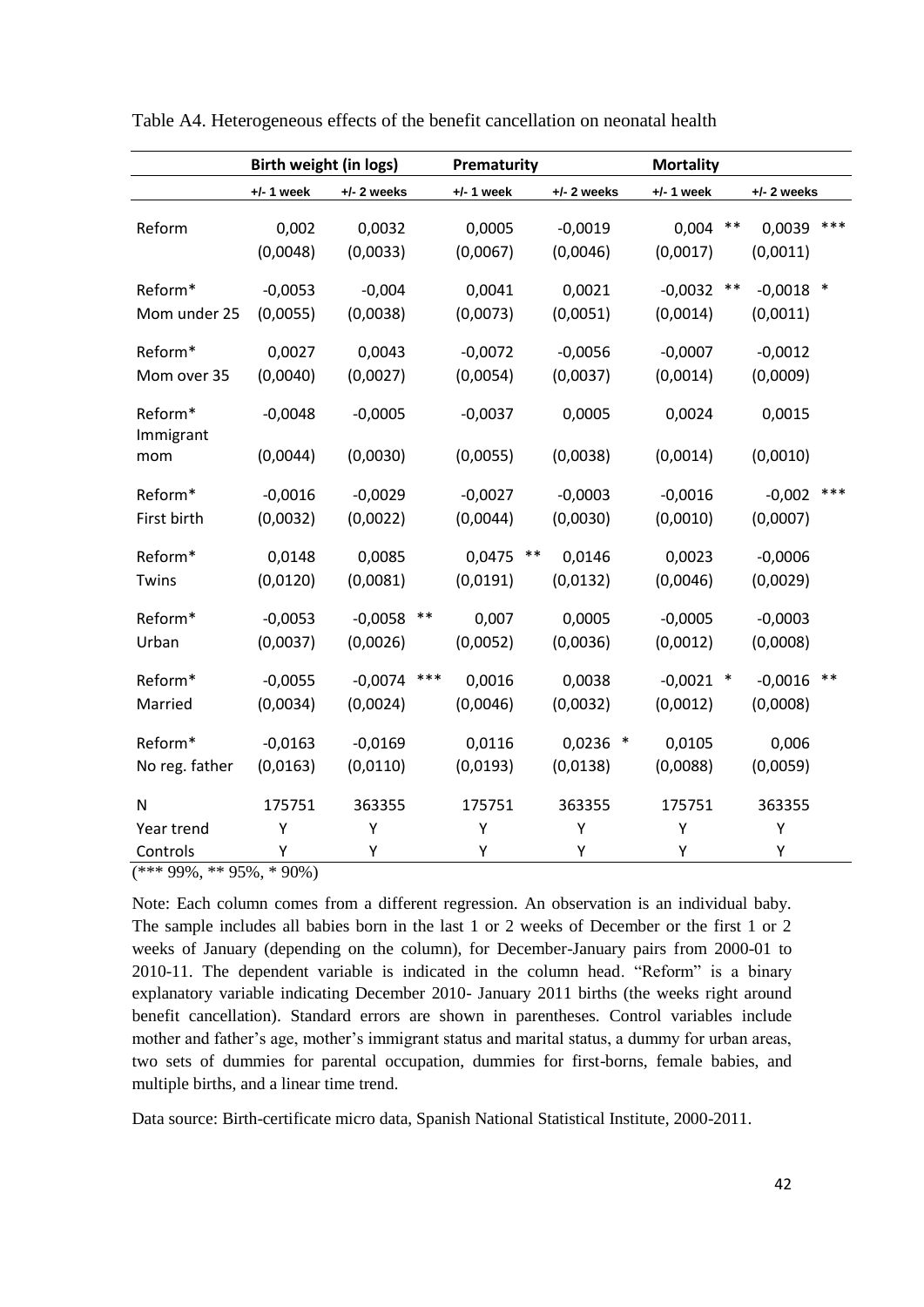Table A4. Heterogeneous effects of the benefit cancellation on neonatal health

| | Birth weight (in logs) | | Prematurity | | Mortality | |
|---|---|---|---|---|---|---|
| | +/- 1 week | +/- 2 weeks | +/- 1 week | +/- 2 weeks | +/- 1 week | +/- 2 weeks |
| Reform | 0,002 | 0,0032 | 0,0005 | -0,0019 | 0,004 ** | 0,0039 *** |
| | (0,0048) | (0,0033) | (0,0067) | (0,0046) | (0,0017) | (0,0011) |
| Reform* Mom under 25 | -0,0053 | -0,004 | 0,0041 | 0,0021 | -0,0032 ** | -0,0018 * |
| | (0,0055) | (0,0038) | (0,0073) | (0,0051) | (0,0014) | (0,0011) |
| Reform* Mom over 35 | 0,0027 | 0,0043 | -0,0072 | -0,0056 | -0,0007 | -0,0012 |
| | (0,0040) | (0,0027) | (0,0054) | (0,0037) | (0,0014) | (0,0009) |
| Reform* Immigrant mom | -0,0048 | -0,0005 | -0,0037 | 0,0005 | 0,0024 | 0,0015 |
| | (0,0044) | (0,0030) | (0,0055) | (0,0038) | (0,0014) | (0,0010) |
| Reform* First birth | -0,0016 | -0,0029 | -0,0027 | -0,0003 | -0,0016 | -0,002 *** |
| | (0,0032) | (0,0022) | (0,0044) | (0,0030) | (0,0010) | (0,0007) |
| Reform* Twins | 0,0148 | 0,0085 | 0,0475 ** | 0,0146 | 0,0023 | -0,0006 |
| | (0,0120) | (0,0081) | (0,0191) | (0,0132) | (0,0046) | (0,0029) |
| Reform* Urban | -0,0053 | -0,0058 ** | 0,007 | 0,0005 | -0,0005 | -0,0003 |
| | (0,0037) | (0,0026) | (0,0052) | (0,0036) | (0,0012) | (0,0008) |
| Reform* Married | -0,0055 | -0,0074 *** | 0,0016 | 0,0038 | -0,0021 * | -0,0016 ** |
| | (0,0034) | (0,0024) | (0,0046) | (0,0032) | (0,0012) | (0,0008) |
| Reform* No reg. father | -0,0163 | -0,0169 | 0,0116 | 0,0236 * | 0,0105 | 0,006 |
| | (0,0163) | (0,0110) | (0,0193) | (0,0138) | (0,0088) | (0,0059) |
| N | 175751 | 363355 | 175751 | 363355 | 175751 | 363355 |
| Year trend | Y | Y | Y | Y | Y | Y |
| Controls | Y | Y | Y | Y | Y | Y |

(*** 99%, ** 95%, * 90%)

Note: Each column comes from a different regression. An observation is an individual baby. The sample includes all babies born in the last 1 or 2 weeks of December or the first 1 or 2 weeks of January (depending on the column), for December-January pairs from 2000-01 to 2010-11. The dependent variable is indicated in the column head. "Reform" is a binary explanatory variable indicating December 2010- January 2011 births (the weeks right around benefit cancellation). Standard errors are shown in parentheses. Control variables include mother and father's age, mother's immigrant status and marital status, a dummy for urban areas, two sets of dummies for parental occupation, dummies for first-borns, female babies, and multiple births, and a linear time trend.

Data source: Birth-certificate micro data, Spanish National Statistical Institute, 2000-2011.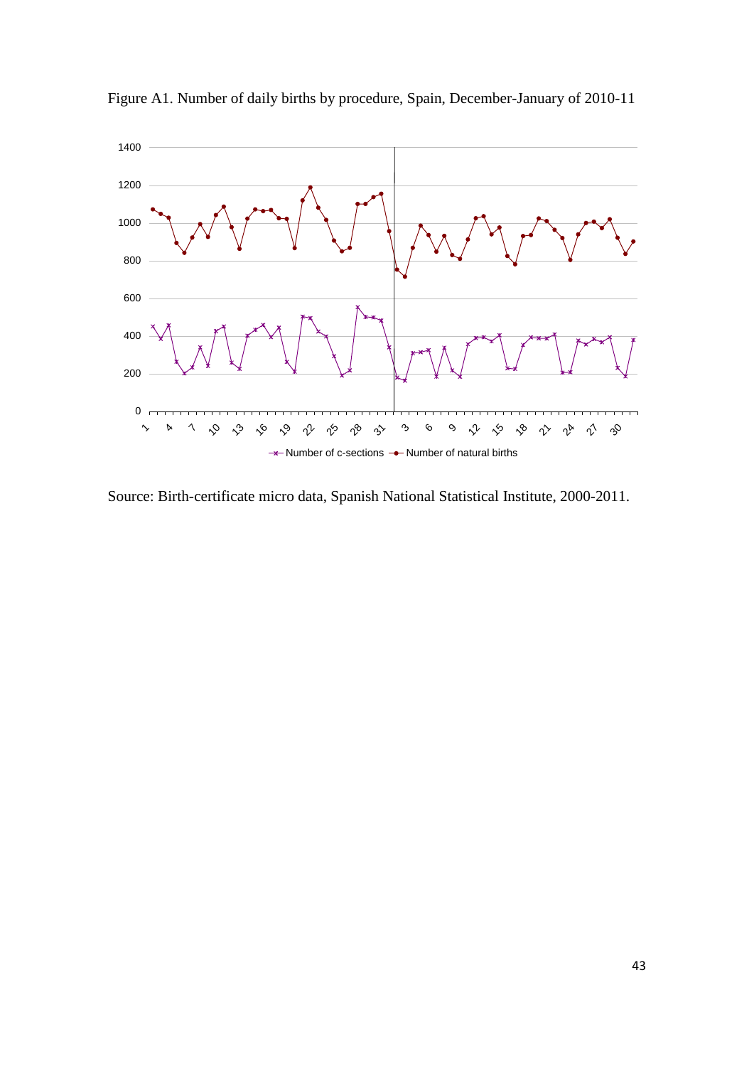Figure A1. Number of daily births by procedure, Spain, December-January of 2010-11

1400
1200
1000
800
600
400
200
0

1 4 7 10 13 16 19 22 25 28 31 3 6 9 12 15 18 21 24 27 30

Number of c-sections — Number of natural births

Source: Birth-certificate micro data, Spanish National Statistical Institute, 2000-2011.